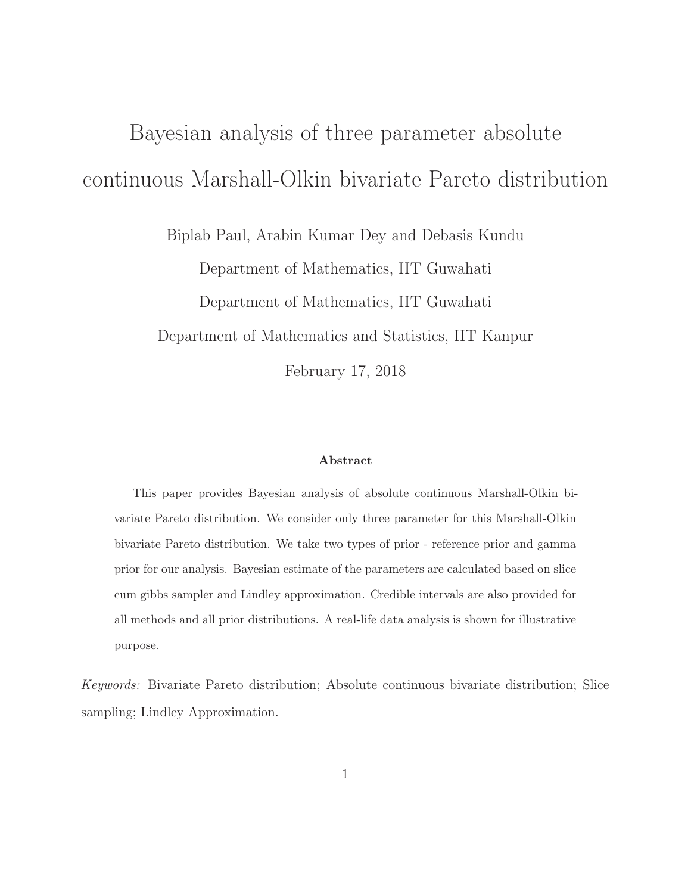# Bayesian analysis of three parameter absolute continuous Marshall-Olkin bivariate Pareto distribution

Biplab Paul, Arabin Kumar Dey and Debasis Kundu

Department of Mathematics, IIT Guwahati

Department of Mathematics, IIT Guwahati

Department of Mathematics and Statistics, IIT Kanpur

February 17, 2018

**Abstract**

This paper provides Bayesian analysis of absolute continuous Marshall-Olkin bivariate Pareto distribution. We consider only three parameter for this Marshall-Olkin bivariate Pareto distribution. We take two types of prior - reference prior and gamma prior for our analysis. Bayesian estimate of the parameters are calculated based on slice cum gibbs sampler and Lindley approximation. Credible intervals are also provided for all methods and all prior distributions. A real-life data analysis is shown for illustrative purpose.

*Keywords:* Bivariate Pareto distribution; Absolute continuous bivariate distribution; Slice sampling; Lindley Approximation.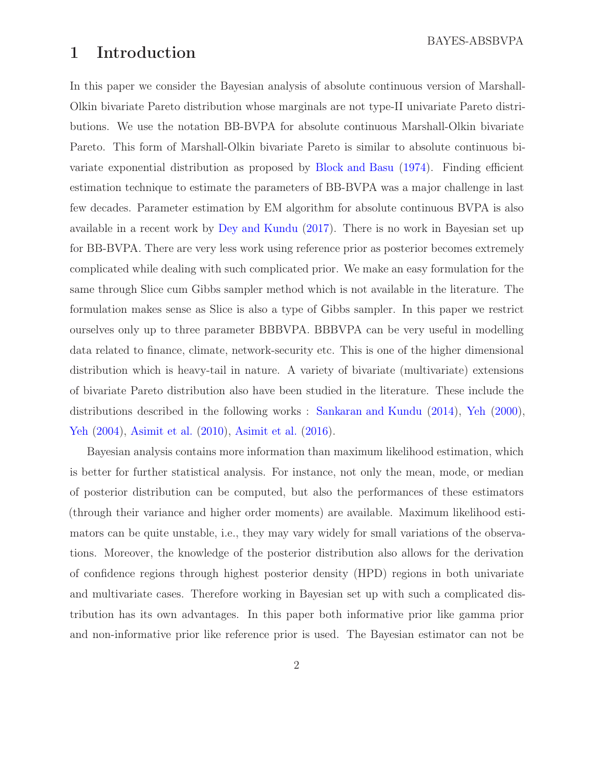# 1 Introduction

In this paper we consider the Bayesian analysis of absolute continuous version of Marshall-Olkin bivariate Pareto distribution whose marginals are not type-II univariate Pareto distributions. We use the notation BB-BVPA for absolute continuous Marshall-Olkin bivariate Pareto. This form of Marshall-Olkin bivariate Pareto is similar to absolute continuous bivariate exponential distribution as proposed by Block and Basu (1974). Finding efficient estimation technique to estimate the parameters of BB-BVPA was a major challenge in last few decades. Parameter estimation by EM algorithm for absolute continuous BVPA is also available in a recent work by Dey and Kundu (2017). There is no work in Bayesian set up for BB-BVPA. There are very less work using reference prior as posterior becomes extremely complicated while dealing with such complicated prior. We make an easy formulation for the same through Slice cum Gibbs sampler method which is not available in the literature. The formulation makes sense as Slice is also a type of Gibbs sampler. In this paper we restrict ourselves only up to three parameter BBBVPA. BBBVPA can be very useful in modelling data related to finance, climate, network-security etc. This is one of the higher dimensional distribution which is heavy-tail in nature. A variety of bivariate (multivariate) extensions of bivariate Pareto distribution also have been studied in the literature. These include the distributions described in the following works : Sankaran and Kundu (2014), Yeh (2000), Yeh (2004), Asimit et al. (2010), Asimit et al. (2016).

Bayesian analysis contains more information than maximum likelihood estimation, which is better for further statistical analysis. For instance, not only the mean, mode, or median of posterior distribution can be computed, but also the performances of these estimators (through their variance and higher order moments) are available. Maximum likelihood estimators can be quite unstable, i.e., they may vary widely for small variations of the observations. Moreover, the knowledge of the posterior distribution also allows for the derivation of confidence regions through highest posterior density (HPD) regions in both univariate and multivariate cases. Therefore working in Bayesian set up with such a complicated distribution has its own advantages. In this paper both informative prior like gamma prior and non-informative prior like reference prior is used. The Bayesian estimator can not be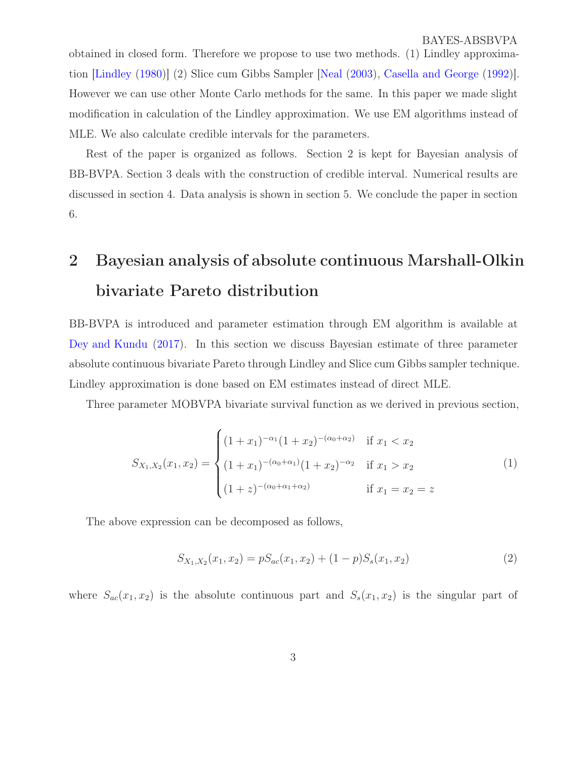obtained in closed form. Therefore we propose to use two methods. (1) Lindley approximation [Lindley (1980)] (2) Slice cum Gibbs Sampler [Neal (2003), Casella and George (1992)]. However we can use other Monte Carlo methods for the same. In this paper we made slight modification in calculation of the Lindley approximation. We use EM algorithms instead of MLE. We also calculate credible intervals for the parameters.

Rest of the paper is organized as follows. Section 2 is kept for Bayesian analysis of BB-BVPA. Section 3 deals with the construction of credible interval. Numerical results are discussed in section 4. Data analysis is shown in section 5. We conclude the paper in section 6.

# 2 Bayesian analysis of absolute continuous Marshall-Olkin bivariate Pareto distribution

BB-BVPA is introduced and parameter estimation through EM algorithm is available at Dey and Kundu (2017). In this section we discuss Bayesian estimate of three parameter absolute continuous bivariate Pareto through Lindley and Slice cum Gibbs sampler technique. Lindley approximation is done based on EM estimates instead of direct MLE.

Three parameter MOBVPA bivariate survival function as we derived in previous section,

$$S_{X_1,X_2}(x_1,x_2) = \begin{cases} (1+x_1)^{-\alpha_1}(1+x_2)^{-(\alpha_0+\alpha_2)} & \text{if } x_1 < x_2 \\ (1+x_1)^{-(\alpha_0+\alpha_1)}(1+x_2)^{-\alpha_2} & \text{if } x_1 > x_2 \\ (1+z)^{-(\alpha_0+\alpha_1+\alpha_2)} & \text{if } x_1 = x_2 = z \end{cases} \tag{1}$$

The above expression can be decomposed as follows,

$$S_{X_1,X_2}(x_1,x_2) = pS_{ac}(x_1,x_2) + (1-p)S_s(x_1,x_2) \tag{2}$$

where $S_{ac}(x_1,x_2)$ is the absolute continuous part and $S_s(x_1,x_2)$ is the singular part of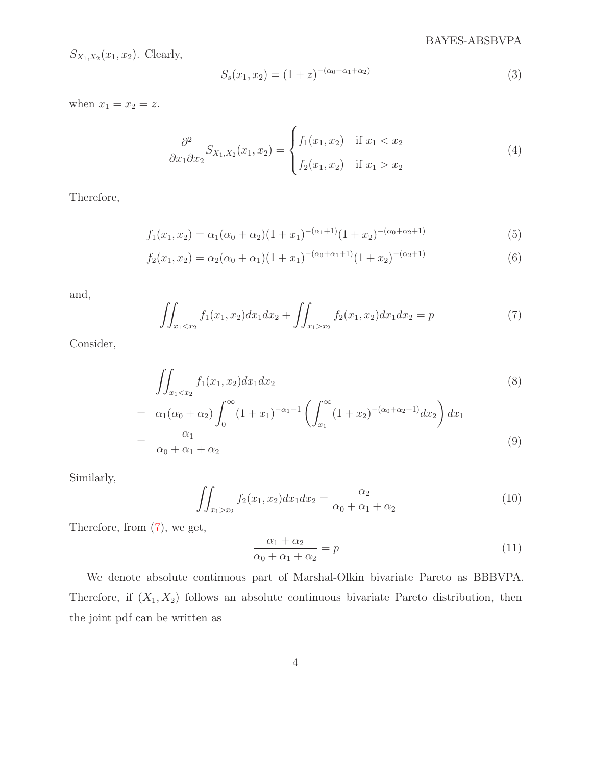$S_{X_1,X_2}(x_1, x_2)$. Clearly,

$$S_s(x_1, x_2) = (1 + z)^{-(\alpha_0+\alpha_1+\alpha_2)} \tag{3}$$

when $x_1 = x_2 = z$.

$$\frac{\partial^2}{\partial x_1 \partial x_2} S_{X_1,X_2}(x_1, x_2) = \begin{cases} f_1(x_1, x_2) & \text{if } x_1 < x_2 \\ f_2(x_1, x_2) & \text{if } x_1 > x_2 \end{cases} \tag{4}$$

Therefore,

$$f_1(x_1, x_2) = \alpha_1(\alpha_0 + \alpha_2)(1 + x_1)^{-(\alpha_1+1)}(1 + x_2)^{-(\alpha_0+\alpha_2+1)} \tag{5}$$

$$f_2(x_1, x_2) = \alpha_2(\alpha_0 + \alpha_1)(1 + x_1)^{-(\alpha_0+\alpha_1+1)}(1 + x_2)^{-(\alpha_2+1)} \tag{6}$$

and,

$$\iint_{x_1<x_2} f_1(x_1, x_2)dx_1dx_2 + \iint_{x_1>x_2} f_2(x_1, x_2)dx_1dx_2 = p \tag{7}$$

Consider,

$$\begin{aligned} & \iint_{x_1<x_2} f_1(x_1, x_2)dx_1dx_2 & (8) \\ = \; & \alpha_1(\alpha_0 + \alpha_2) \int_0^\infty (1 + x_1)^{-\alpha_1-1} \left( \int_{x_1}^\infty (1 + x_2)^{-(\alpha_0+\alpha_2+1)} dx_2 \right) dx_1 \\ = \; & \frac{\alpha_1}{\alpha_0 + \alpha_1 + \alpha_2} & (9) \end{aligned}$$

Similarly,

$$\iint_{x_1>x_2} f_2(x_1, x_2)dx_1dx_2 = \frac{\alpha_2}{\alpha_0 + \alpha_1 + \alpha_2} \tag{10}$$

Therefore, from (7), we get,

$$\frac{\alpha_1 + \alpha_2}{\alpha_0 + \alpha_1 + \alpha_2} = p \tag{11}$$

We denote absolute continuous part of Marshal-Olkin bivariate Pareto as BBBVPA. Therefore, if $(X_1, X_2)$ follows an absolute continuous bivariate Pareto distribution, then the joint pdf can be written as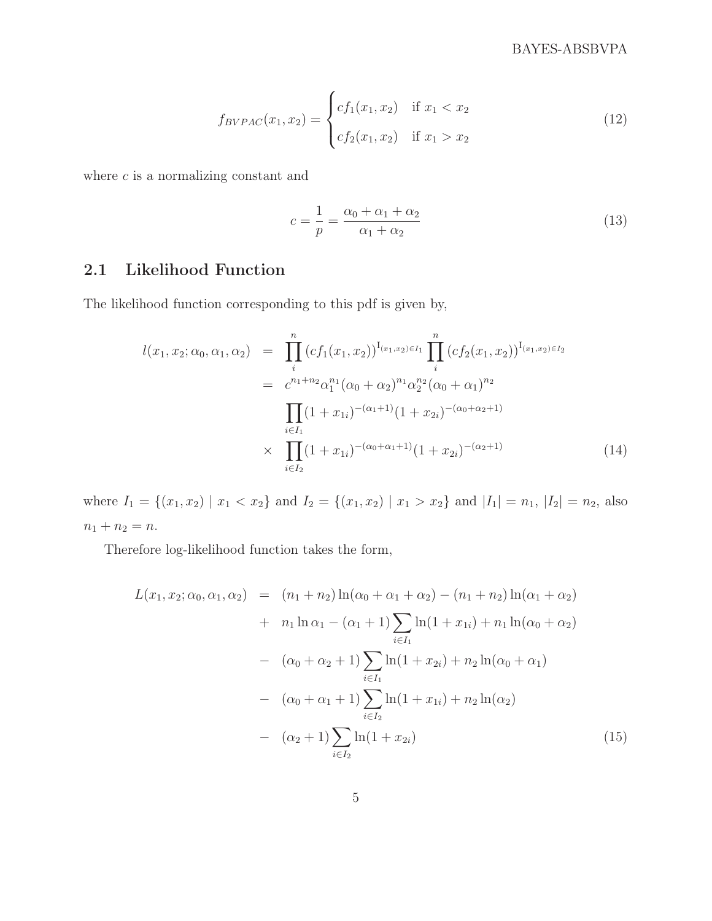$$
f_{BVPAC}(x_1, x_2) = \begin{cases} cf_1(x_1, x_2) & \text{if } x_1 < x_2 \\ cf_2(x_1, x_2) & \text{if } x_1 > x_2 \end{cases} \tag{12}
$$

where $c$ is a normalizing constant and

$$
c = \frac{1}{p} = \frac{\alpha_0 + \alpha_1 + \alpha_2}{\alpha_1 + \alpha_2} \tag{13}
$$

## 2.1 Likelihood Function

The likelihood function corresponding to this pdf is given by,

$$
\begin{aligned}
l(x_1, x_2; \alpha_0, \alpha_1, \alpha_2) &= \prod_{i}^{n} (cf_1(x_1, x_2))^{\mathrm{I}_{(x_1,x_2) \in I_1}} \prod_{i}^{n} (cf_2(x_1, x_2))^{\mathrm{I}_{(x_1,x_2) \in I_2}} \\
&= c^{n_1+n_2} \alpha_1^{n_1} (\alpha_0 + \alpha_2)^{n_1} \alpha_2^{n_2} (\alpha_0 + \alpha_1)^{n_2} \\
& \quad \prod_{i \in I_1} (1 + x_{1i})^{-(\alpha_1+1)} (1 + x_{2i})^{-(\alpha_0+\alpha_2+1)} \\
& \times \prod_{i \in I_2} (1 + x_{1i})^{-(\alpha_0+\alpha_1+1)} (1 + x_{2i})^{-(\alpha_2+1)}
\end{aligned} \tag{14}
$$

where $I_1 = \{(x_1, x_2) \mid x_1 < x_2\}$ and $I_2 = \{(x_1, x_2) \mid x_1 > x_2\}$ and $|I_1| = n_1$, $|I_2| = n_2$, also $n_1 + n_2 = n$.

Therefore log-likelihood function takes the form,

$$
\begin{aligned}
L(x_1, x_2; \alpha_0, \alpha_1, \alpha_2) &= (n_1 + n_2) \ln(\alpha_0 + \alpha_1 + \alpha_2) - (n_1 + n_2) \ln(\alpha_1 + \alpha_2) \\
&+ n_1 \ln \alpha_1 - (\alpha_1 + 1) \sum_{i \in I_1} \ln(1 + x_{1i}) + n_1 \ln(\alpha_0 + \alpha_2) \\
&- (\alpha_0 + \alpha_2 + 1) \sum_{i \in I_1} \ln(1 + x_{2i}) + n_2 \ln(\alpha_0 + \alpha_1) \\
&- (\alpha_0 + \alpha_1 + 1) \sum_{i \in I_2} \ln(1 + x_{1i}) + n_2 \ln(\alpha_2) \\
&- (\alpha_2 + 1) \sum_{i \in I_2} \ln(1 + x_{2i})
\end{aligned} \tag{15}
$$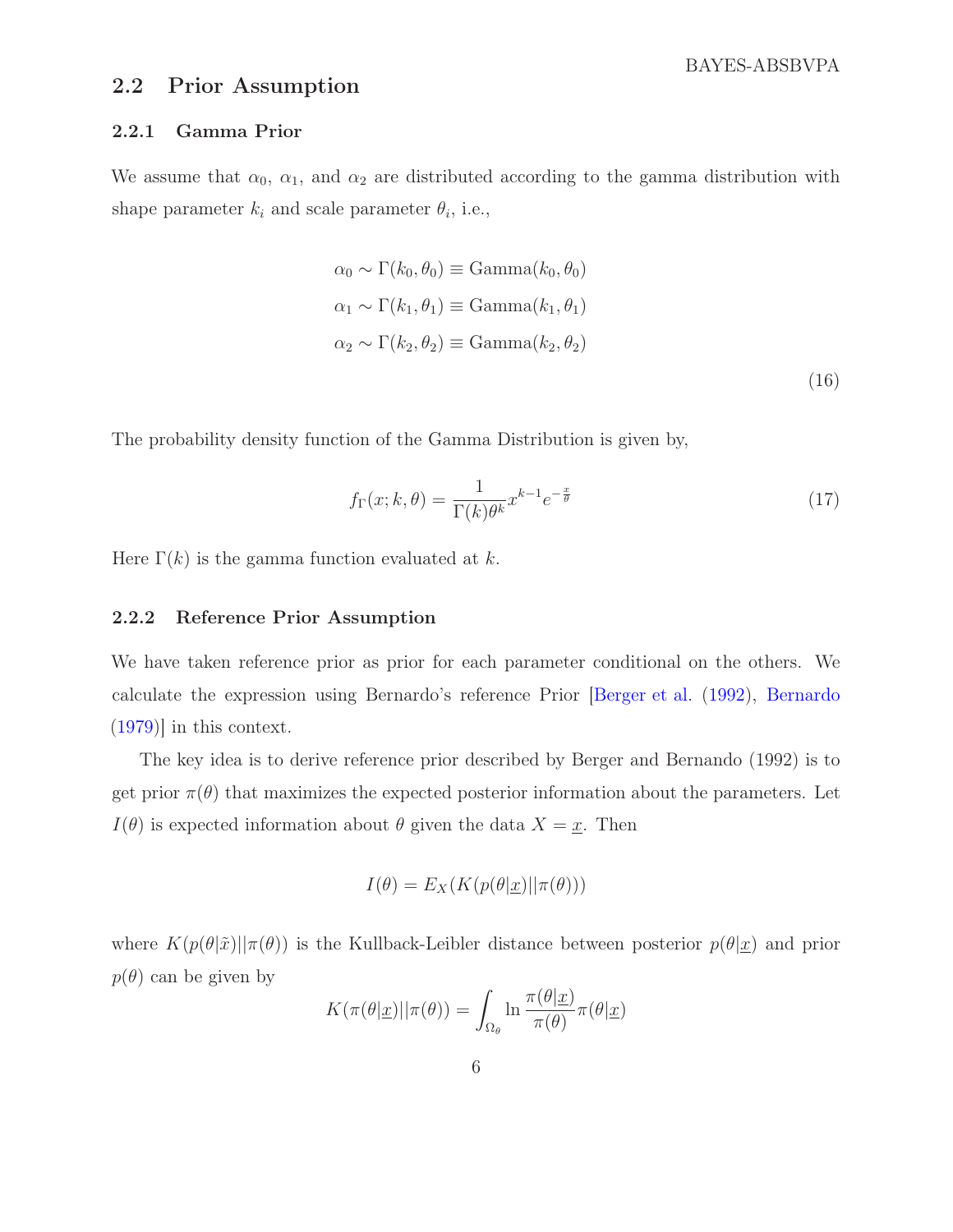## 2.2 Prior Assumption

### 2.2.1 Gamma Prior

We assume that $\alpha_0$, $\alpha_1$, and $\alpha_2$ are distributed according to the gamma distribution with shape parameter $k_i$ and scale parameter $\theta_i$, i.e.,

$$
\begin{aligned}
\alpha_0 &\sim \Gamma(k_0, \theta_0) \equiv \text{Gamma}(k_0, \theta_0) \\
\alpha_1 &\sim \Gamma(k_1, \theta_1) \equiv \text{Gamma}(k_1, \theta_1) \\
\alpha_2 &\sim \Gamma(k_2, \theta_2) \equiv \text{Gamma}(k_2, \theta_2)
\end{aligned}
\tag{16}
$$

The probability density function of the Gamma Distribution is given by,

$$
f_{\Gamma}(x; k, \theta) = \frac{1}{\Gamma(k)\theta^k} x^{k-1} e^{-\frac{x}{\theta}} \tag{17}
$$

Here $\Gamma(k)$ is the gamma function evaluated at $k$.

### 2.2.2 Reference Prior Assumption

We have taken reference prior as prior for each parameter conditional on the others. We calculate the expression using Bernardo's reference Prior [Berger et al. (1992), Bernardo (1979)] in this context.

The key idea is to derive reference prior described by Berger and Bernando (1992) is to get prior $\pi(\theta)$ that maximizes the expected posterior information about the parameters. Let $I(\theta)$ is expected information about $\theta$ given the data $X = \underline{x}$. Then

$$
I(\theta) = E_X(K(p(\theta|\underline{x})||\pi(\theta)))
$$

where $K(p(\theta|\tilde{x})||\pi(\theta))$ is the Kullback-Leibler distance between posterior $p(\theta|\underline{x})$ and prior $p(\theta)$ can be given by

$$
K(\pi(\theta|\underline{x})||\pi(\theta)) = \int_{\Omega_\theta} \ln \frac{\pi(\theta|\underline{x})}{\pi(\theta)} \pi(\theta|\underline{x})
$$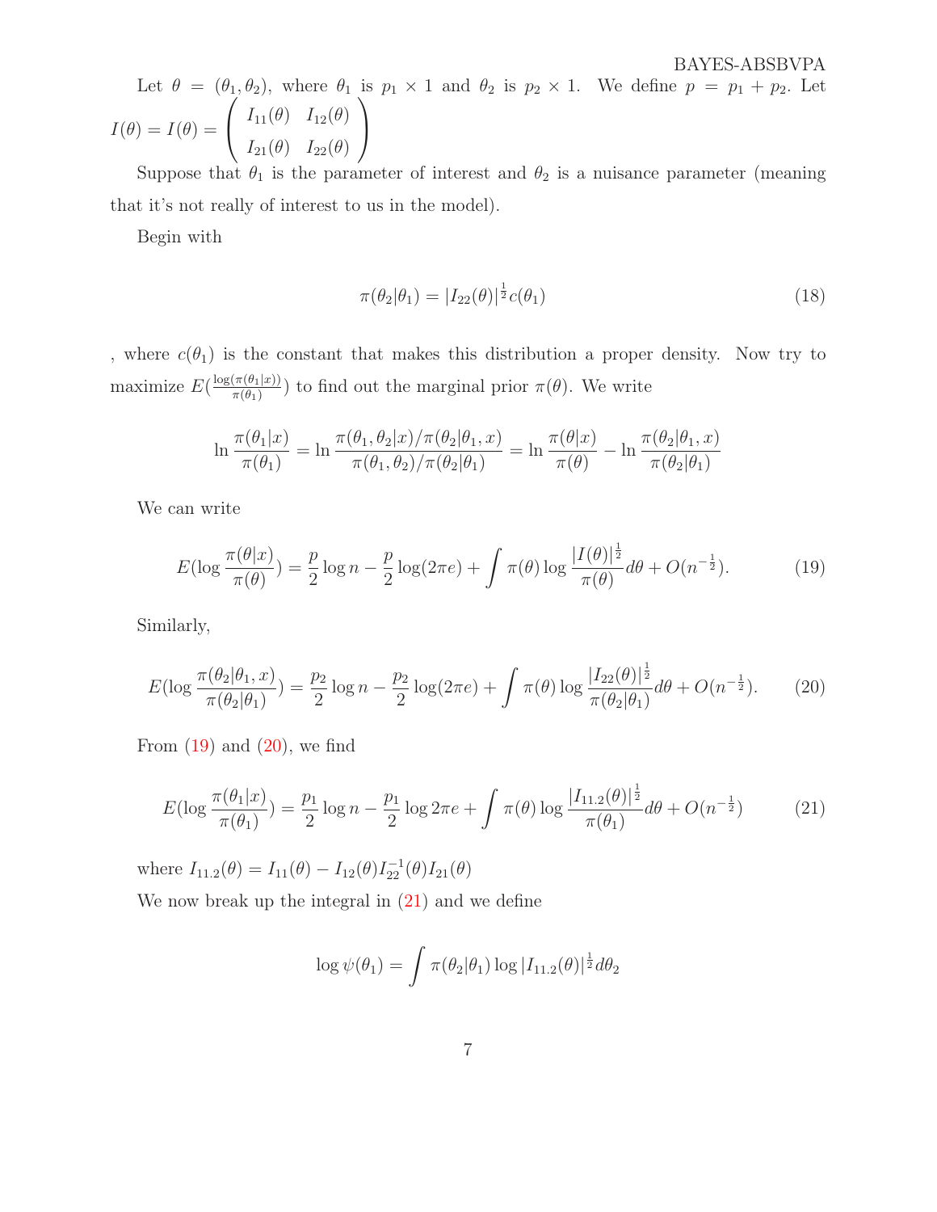Let $\theta = (\theta_1, \theta_2)$, where $\theta_1$ is $p_1 \times 1$ and $\theta_2$ is $p_2 \times 1$. We define $p = p_1 + p_2$. Let $I(\theta) = I(\theta) = \begin{pmatrix} I_{11}(\theta) & I_{12}(\theta) \\ I_{21}(\theta) & I_{22}(\theta) \end{pmatrix}$

Suppose that $\theta_1$ is the parameter of interest and $\theta_2$ is a nuisance parameter (meaning that it's not really of interest to us in the model).

Begin with

$$\pi(\theta_2|\theta_1) = |I_{22}(\theta)|^{\frac{1}{2}} c(\theta_1) \tag{18}$$

, where $c(\theta_1)$ is the constant that makes this distribution a proper density. Now try to maximize $E(\frac{\log(\pi(\theta_1|x))}{\pi(\theta_1)})$ to find out the marginal prior $\pi(\theta)$. We write

$$\ln \frac{\pi(\theta_1|x)}{\pi(\theta_1)} = \ln \frac{\pi(\theta_1, \theta_2|x)/\pi(\theta_2|\theta_1, x)}{\pi(\theta_1, \theta_2)/\pi(\theta_2|\theta_1)} = \ln \frac{\pi(\theta|x)}{\pi(\theta)} - \ln \frac{\pi(\theta_2|\theta_1, x)}{\pi(\theta_2|\theta_1)}$$

We can write

$$E(\log \frac{\pi(\theta|x)}{\pi(\theta)}) = \frac{p}{2}\log n - \frac{p}{2}\log(2\pi e) + \int \pi(\theta) \log \frac{|I(\theta)|^{\frac{1}{2}}}{\pi(\theta)} d\theta + O(n^{-\frac{1}{2}}). \tag{19}$$

Similarly,

$$E(\log \frac{\pi(\theta_2|\theta_1, x)}{\pi(\theta_2|\theta_1)}) = \frac{p_2}{2}\log n - \frac{p_2}{2}\log(2\pi e) + \int \pi(\theta) \log \frac{|I_{22}(\theta)|^{\frac{1}{2}}}{\pi(\theta_2|\theta_1)} d\theta + O(n^{-\frac{1}{2}}). \tag{20}$$

From (19) and (20), we find

$$E(\log \frac{\pi(\theta_1|x)}{\pi(\theta_1)}) = \frac{p_1}{2}\log n - \frac{p_1}{2}\log 2\pi e + \int \pi(\theta) \log \frac{|I_{11.2}(\theta)|^{\frac{1}{2}}}{\pi(\theta_1)} d\theta + O(n^{-\frac{1}{2}}) \tag{21}$$

where $I_{11.2}(\theta) = I_{11}(\theta) - I_{12}(\theta) I_{22}^{-1}(\theta) I_{21}(\theta)$

We now break up the integral in (21) and we define

$$\log \psi(\theta_1) = \int \pi(\theta_2|\theta_1) \log |I_{11.2}(\theta)|^{\frac{1}{2}} d\theta_2$$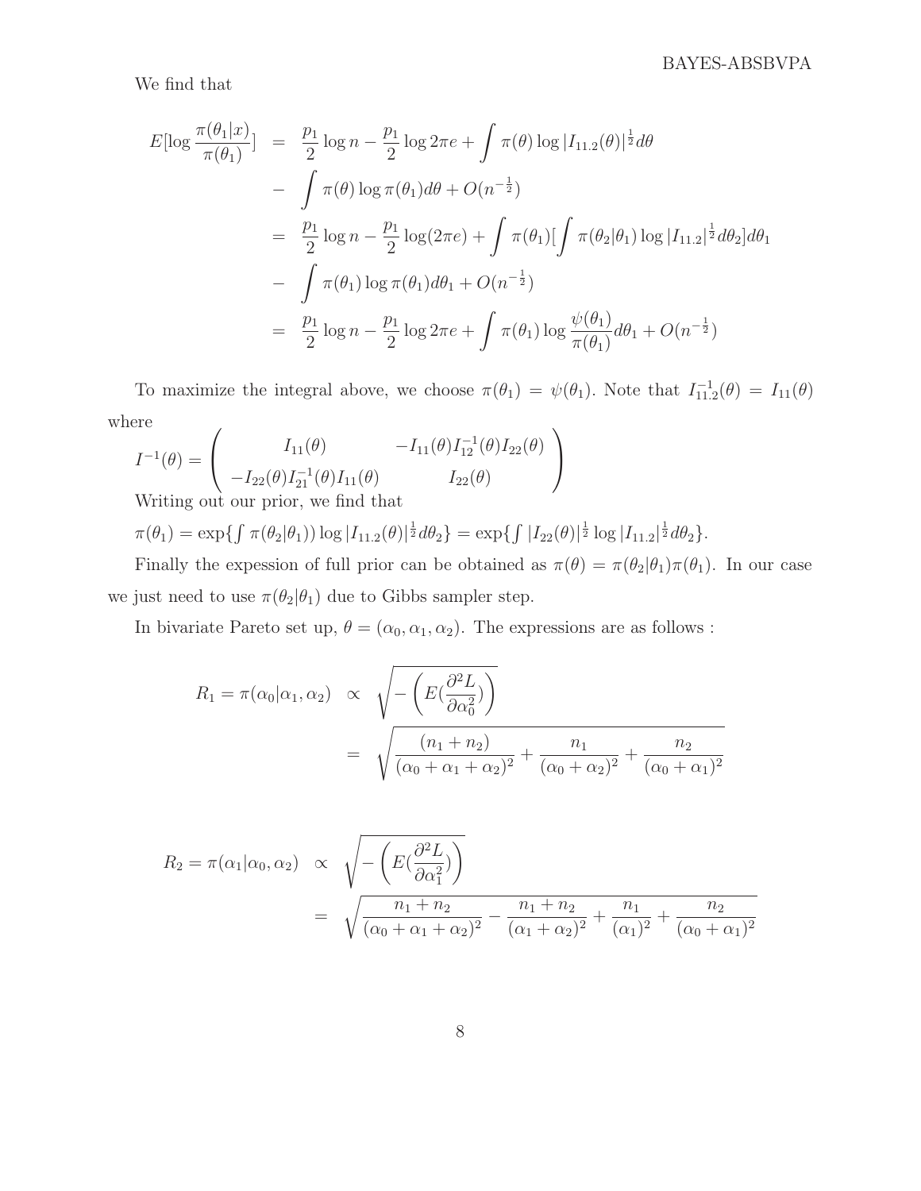We find that

$$
\begin{aligned}
E[\log \frac{\pi(\theta_1|x)}{\pi(\theta_1)}] &= \frac{p_1}{2}\log n - \frac{p_1}{2}\log 2\pi e + \int \pi(\theta)\log |I_{11.2}(\theta)|^{\frac{1}{2}} d\theta \\
&- \int \pi(\theta)\log \pi(\theta_1) d\theta + O(n^{-\frac{1}{2}}) \\
&= \frac{p_1}{2}\log n - \frac{p_1}{2}\log(2\pi e) + \int \pi(\theta_1)[\int \pi(\theta_2|\theta_1)\log |I_{11.2}|^{\frac{1}{2}} d\theta_2] d\theta_1 \\
&- \int \pi(\theta_1)\log \pi(\theta_1) d\theta_1 + O(n^{-\frac{1}{2}}) \\
&= \frac{p_1}{2}\log n - \frac{p_1}{2}\log 2\pi e + \int \pi(\theta_1)\log \frac{\psi(\theta_1)}{\pi(\theta_1)} d\theta_1 + O(n^{-\frac{1}{2}})
\end{aligned}
$$

To maximize the integral above, we choose $\pi(\theta_1) = \psi(\theta_1)$. Note that $I^{-1}_{11.2}(\theta) = I_{11}(\theta)$ where

$$
I^{-1}(\theta) = \begin{pmatrix} I_{11}(\theta) & -I_{11}(\theta)I^{-1}_{12}(\theta)I_{22}(\theta) \\ -I_{22}(\theta)I^{-1}_{21}(\theta)I_{11}(\theta) & I_{22}(\theta) \end{pmatrix}
$$

Writing out our prior, we find that

$\pi(\theta_1) = \exp\{\int \pi(\theta_2|\theta_1))\log |I_{11.2}(\theta)|^{\frac{1}{2}} d\theta_2\} = \exp\{\int |I_{22}(\theta)|^{\frac{1}{2}}\log |I_{11.2}|^{\frac{1}{2}} d\theta_2\}$.

Finally the expession of full prior can be obtained as $\pi(\theta) = \pi(\theta_2|\theta_1)\pi(\theta_1)$. In our case we just need to use $\pi(\theta_2|\theta_1)$ due to Gibbs sampler step.

In bivariate Pareto set up, $\theta = (\alpha_0, \alpha_1, \alpha_2)$. The expressions are as follows :

$$
\begin{aligned}
R_1 = \pi(\alpha_0|\alpha_1, \alpha_2) &\propto \sqrt{-\left(E(\frac{\partial^2 L}{\partial \alpha_0^2})\right)} \\
&= \sqrt{\frac{(n_1+n_2)}{(\alpha_0+\alpha_1+\alpha_2)^2} + \frac{n_1}{(\alpha_0+\alpha_2)^2} + \frac{n_2}{(\alpha_0+\alpha_1)^2}}
\end{aligned}
$$

$$
\begin{aligned}
R_2 = \pi(\alpha_1|\alpha_0, \alpha_2) &\propto \sqrt{-\left(E(\frac{\partial^2 L}{\partial \alpha_1^2})\right)} \\
&= \sqrt{\frac{n_1+n_2}{(\alpha_0+\alpha_1+\alpha_2)^2} - \frac{n_1+n_2}{(\alpha_1+\alpha_2)^2} + \frac{n_1}{(\alpha_1)^2} + \frac{n_2}{(\alpha_0+\alpha_1)^2}}
\end{aligned}
$$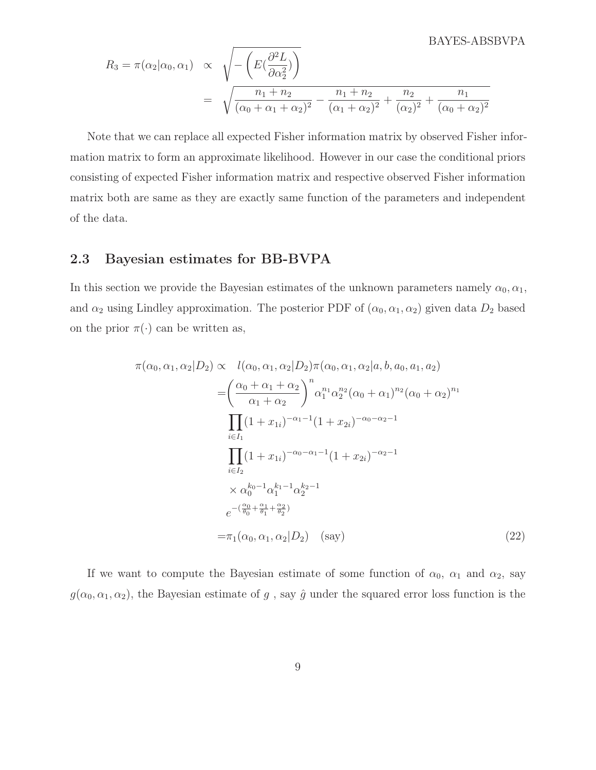$$
\begin{aligned}
R_3 = \pi(\alpha_2|\alpha_0,\alpha_1) &\propto \sqrt{-\left(E(\frac{\partial^2 L}{\partial \alpha_2^2})\right)} \\
&= \sqrt{\frac{n_1+n_2}{(\alpha_0+\alpha_1+\alpha_2)^2} - \frac{n_1+n_2}{(\alpha_1+\alpha_2)^2} + \frac{n_2}{(\alpha_2)^2} + \frac{n_1}{(\alpha_0+\alpha_2)^2}}
\end{aligned}
$$

Note that we can replace all expected Fisher information matrix by observed Fisher information matrix to form an approximate likelihood. However in our case the conditional priors consisting of expected Fisher information matrix and respective observed Fisher information matrix both are same as they are exactly same function of the parameters and independent of the data.

## 2.3 Bayesian estimates for BB-BVPA

In this section we provide the Bayesian estimates of the unknown parameters namely $\alpha_0, \alpha_1$, and $\alpha_2$ using Lindley approximation. The posterior PDF of $(\alpha_0, \alpha_1, \alpha_2)$ given data $D_2$ based on the prior $\pi(\cdot)$ can be written as,

$$
\begin{aligned}
\pi(\alpha_0,\alpha_1,\alpha_2|D_2) \propto \quad & l(\alpha_0,\alpha_1,\alpha_2|D_2)\pi(\alpha_0,\alpha_1,\alpha_2|a,b,a_0,a_1,a_2) \\
=& \left(\frac{\alpha_0+\alpha_1+\alpha_2}{\alpha_1+\alpha_2}\right)^n \alpha_1^{n_1}\alpha_2^{n_2}(\alpha_0+\alpha_1)^{n_2}(\alpha_0+\alpha_2)^{n_1} \\
& \prod_{i\in I_1}(1+x_{1i})^{-\alpha_1-1}(1+x_{2i})^{-\alpha_0-\alpha_2-1} \\
& \prod_{i\in I_2}(1+x_{1i})^{-\alpha_0-\alpha_1-1}(1+x_{2i})^{-\alpha_2-1} \\
& \times \alpha_0^{k_0-1}\alpha_1^{k_1-1}\alpha_2^{k_2-1} \\
& e^{-(\frac{\alpha_0}{\theta_0}+\frac{\alpha_1}{\theta_1}+\frac{\alpha_2}{\theta_2})} \\
=& \pi_1(\alpha_0,\alpha_1,\alpha_2|D_2) \quad \text{(say)}
\end{aligned} \tag{22}
$$

If we want to compute the Bayesian estimate of some function of $\alpha_0$, $\alpha_1$ and $\alpha_2$, say $g(\alpha_0, \alpha_1, \alpha_2)$, the Bayesian estimate of $g$ , say $\hat{g}$ under the squared error loss function is the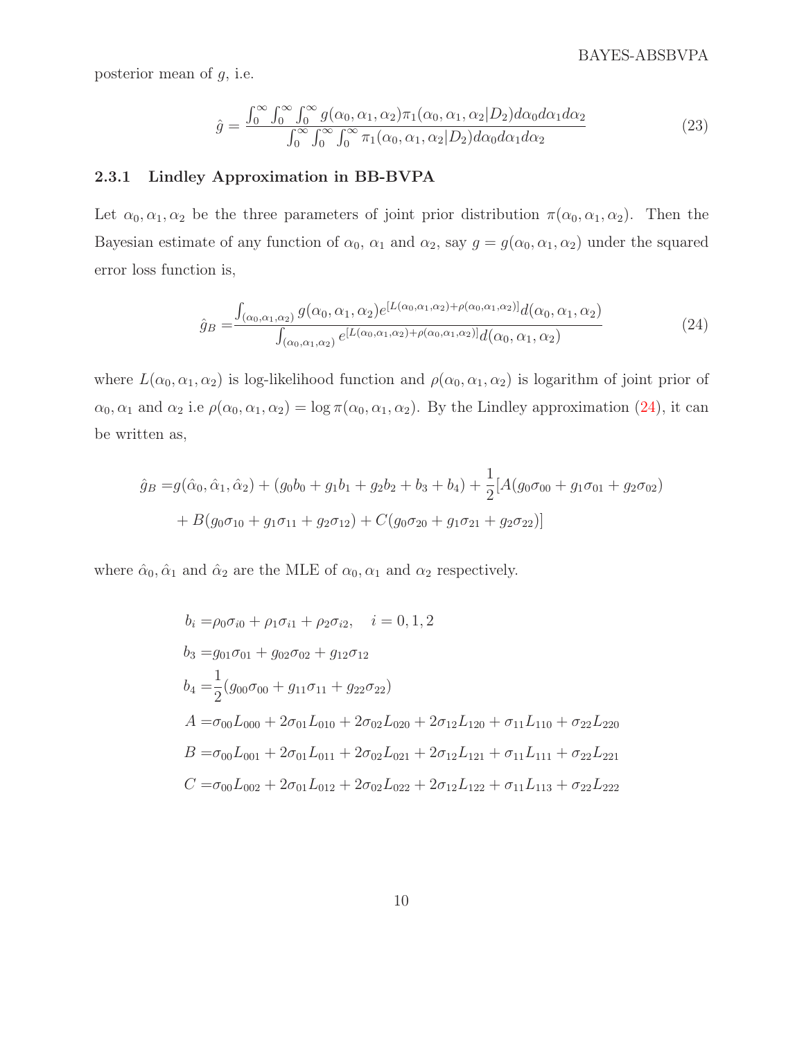posterior mean of $g$, i.e.

$$\hat{g} = \frac{\int_0^\infty \int_0^\infty \int_0^\infty g(\alpha_0, \alpha_1, \alpha_2)\pi_1(\alpha_0, \alpha_1, \alpha_2|D_2)d\alpha_0 d\alpha_1 d\alpha_2}{\int_0^\infty \int_0^\infty \int_0^\infty \pi_1(\alpha_0, \alpha_1, \alpha_2|D_2)d\alpha_0 d\alpha_1 d\alpha_2} \tag{23}$$

### 2.3.1 Lindley Approximation in BB-BVPA

Let $\alpha_0, \alpha_1, \alpha_2$ be the three parameters of joint prior distribution $\pi(\alpha_0, \alpha_1, \alpha_2)$. Then the Bayesian estimate of any function of $\alpha_0$, $\alpha_1$ and $\alpha_2$, say $g = g(\alpha_0, \alpha_1, \alpha_2)$ under the squared error loss function is,

$$\hat{g}_B = \frac{\int_{(\alpha_0,\alpha_1,\alpha_2)} g(\alpha_0, \alpha_1, \alpha_2)e^{[L(\alpha_0,\alpha_1,\alpha_2)+\rho(\alpha_0,\alpha_1,\alpha_2)]}d(\alpha_0, \alpha_1, \alpha_2)}{\int_{(\alpha_0,\alpha_1,\alpha_2)} e^{[L(\alpha_0,\alpha_1,\alpha_2)+\rho(\alpha_0,\alpha_1,\alpha_2)]}d(\alpha_0, \alpha_1, \alpha_2)} \tag{24}$$

where $L(\alpha_0, \alpha_1, \alpha_2)$ is log-likelihood function and $\rho(\alpha_0, \alpha_1, \alpha_2)$ is logarithm of joint prior of $\alpha_0, \alpha_1$ and $\alpha_2$ i.e $\rho(\alpha_0, \alpha_1, \alpha_2) = \log \pi(\alpha_0, \alpha_1, \alpha_2)$. By the Lindley approximation (24), it can be written as,

$$\begin{aligned}
\hat{g}_B =& g(\hat{\alpha}_0, \hat{\alpha}_1, \hat{\alpha}_2) + (g_0 b_0 + g_1 b_1 + g_2 b_2 + b_3 + b_4) + \frac{1}{2}[A(g_0\sigma_{00} + g_1\sigma_{01} + g_2\sigma_{02}) \\
&+ B(g_0\sigma_{10} + g_1\sigma_{11} + g_2\sigma_{12}) + C(g_0\sigma_{20} + g_1\sigma_{21} + g_2\sigma_{22})]
\end{aligned}$$

where $\hat{\alpha}_0, \hat{\alpha}_1$ and $\hat{\alpha}_2$ are the MLE of $\alpha_0, \alpha_1$ and $\alpha_2$ respectively.

$$\begin{aligned}
b_i =& \rho_0\sigma_{i0} + \rho_1\sigma_{i1} + \rho_2\sigma_{i2}, \quad i = 0, 1, 2 \\
b_3 =& g_{01}\sigma_{01} + g_{02}\sigma_{02} + g_{12}\sigma_{12} \\
b_4 =& \frac{1}{2}(g_{00}\sigma_{00} + g_{11}\sigma_{11} + g_{22}\sigma_{22}) \\
A =& \sigma_{00}L_{000} + 2\sigma_{01}L_{010} + 2\sigma_{02}L_{020} + 2\sigma_{12}L_{120} + \sigma_{11}L_{110} + \sigma_{22}L_{220} \\
B =& \sigma_{00}L_{001} + 2\sigma_{01}L_{011} + 2\sigma_{02}L_{021} + 2\sigma_{12}L_{121} + \sigma_{11}L_{111} + \sigma_{22}L_{221} \\
C =& \sigma_{00}L_{002} + 2\sigma_{01}L_{012} + 2\sigma_{02}L_{022} + 2\sigma_{12}L_{122} + \sigma_{11}L_{113} + \sigma_{22}L_{222}
\end{aligned}$$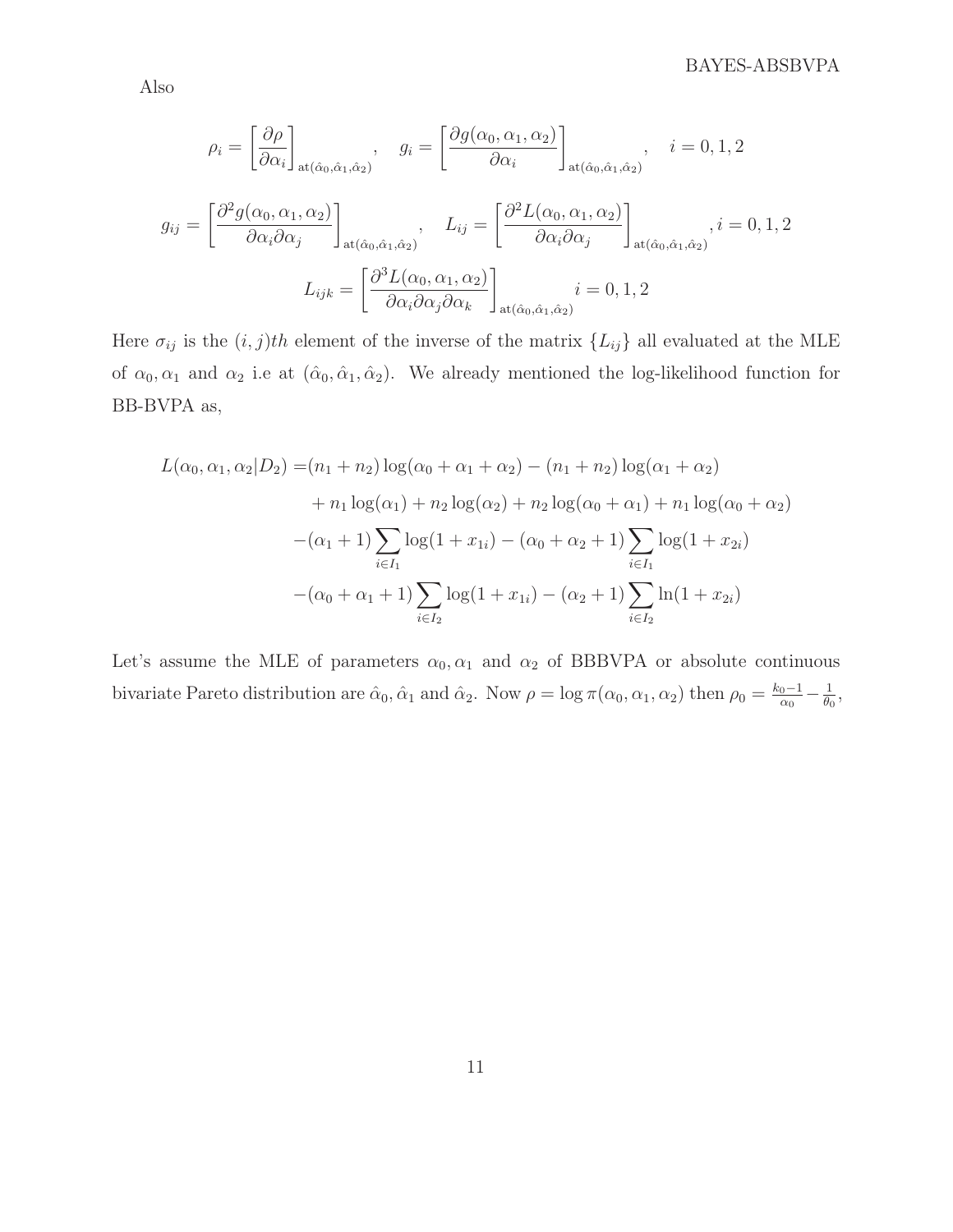Also

$$\rho_i = \left[\frac{\partial \rho}{\partial \alpha_i}\right]_{\text{at}(\hat{\alpha}_0,\hat{\alpha}_1,\hat{\alpha}_2)}, \quad g_i = \left[\frac{\partial g(\alpha_0,\alpha_1,\alpha_2)}{\partial \alpha_i}\right]_{\text{at}(\hat{\alpha}_0,\hat{\alpha}_1,\hat{\alpha}_2)}, \quad i = 0,1,2$$

$$g_{ij} = \left[\frac{\partial^2 g(\alpha_0,\alpha_1,\alpha_2)}{\partial \alpha_i \partial \alpha_j}\right]_{\text{at}(\hat{\alpha}_0,\hat{\alpha}_1,\hat{\alpha}_2)}, \quad L_{ij} = \left[\frac{\partial^2 L(\alpha_0,\alpha_1,\alpha_2)}{\partial \alpha_i \partial \alpha_j}\right]_{\text{at}(\hat{\alpha}_0,\hat{\alpha}_1,\hat{\alpha}_2)}, i = 0,1,2$$

$$L_{ijk} = \left[\frac{\partial^3 L(\alpha_0,\alpha_1,\alpha_2)}{\partial \alpha_i \partial \alpha_j \partial \alpha_k}\right]_{\text{at}(\hat{\alpha}_0,\hat{\alpha}_1,\hat{\alpha}_2)} i = 0,1,2$$

Here $\sigma_{ij}$ is the $(i,j)th$ element of the inverse of the matrix $\{L_{ij}\}$ all evaluated at the MLE of $\alpha_0, \alpha_1$ and $\alpha_2$ i.e at $(\hat{\alpha}_0,\hat{\alpha}_1,\hat{\alpha}_2)$. We already mentioned the log-likelihood function for BB-BVPA as,

$$\begin{aligned}
L(\alpha_0,\alpha_1,\alpha_2|D_2) =& (n_1+n_2)\log(\alpha_0+\alpha_1+\alpha_2) - (n_1+n_2)\log(\alpha_1+\alpha_2) \\
&+ n_1\log(\alpha_1) + n_2\log(\alpha_2) + n_2\log(\alpha_0+\alpha_1) + n_1\log(\alpha_0+\alpha_2) \\
&-(\alpha_1+1)\sum_{i\in I_1}\log(1+x_{1i}) - (\alpha_0+\alpha_2+1)\sum_{i\in I_1}\log(1+x_{2i}) \\
&-(\alpha_0+\alpha_1+1)\sum_{i\in I_2}\log(1+x_{1i}) - (\alpha_2+1)\sum_{i\in I_2}\ln(1+x_{2i})
\end{aligned}$$

Let's assume the MLE of parameters $\alpha_0, \alpha_1$ and $\alpha_2$ of BBBVPA or absolute continuous bivariate Pareto distribution are $\hat{\alpha}_0, \hat{\alpha}_1$ and $\hat{\alpha}_2$. Now $\rho = \log \pi(\alpha_0,\alpha_1,\alpha_2)$ then $\rho_0 = \frac{k_0-1}{\alpha_0} - \frac{1}{\theta_0}$,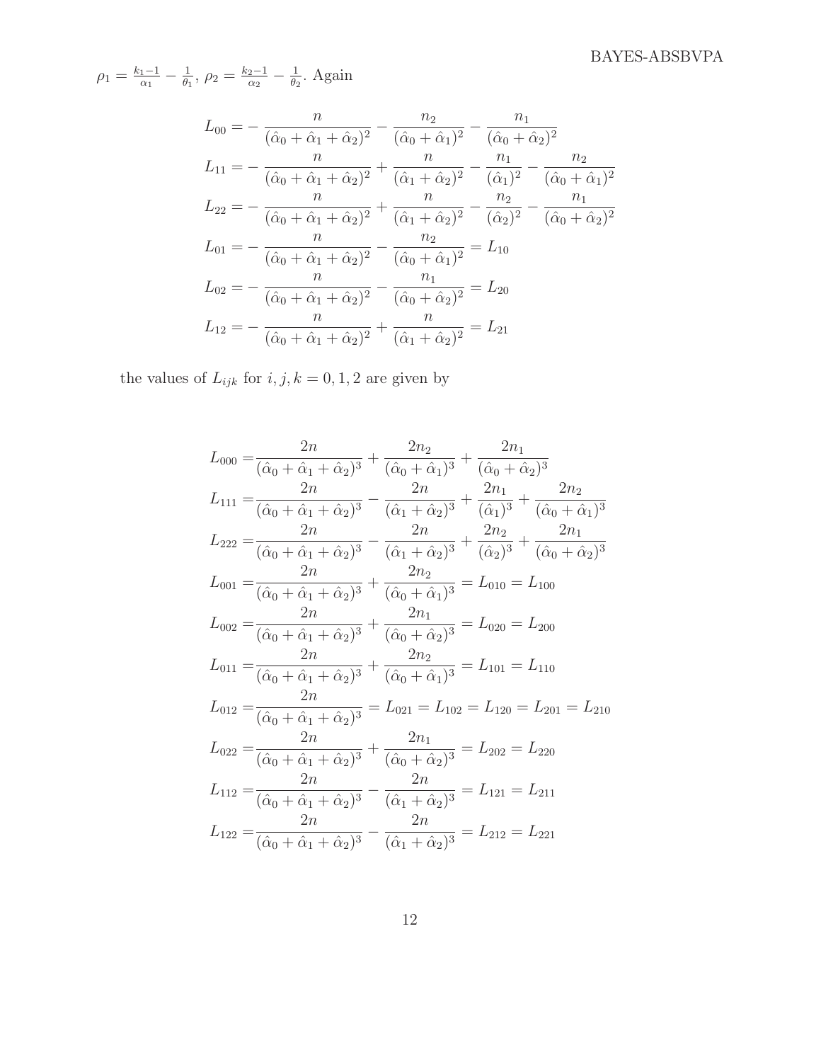$\rho_1 = \frac{k_1-1}{\alpha_1} - \frac{1}{\theta_1}$, $\rho_2 = \frac{k_2-1}{\alpha_2} - \frac{1}{\theta_2}$. Again

$$
\begin{aligned}
L_{00} &= -\frac{n}{(\hat{\alpha}_0 + \hat{\alpha}_1 + \hat{\alpha}_2)^2} - \frac{n_2}{(\hat{\alpha}_0 + \hat{\alpha}_1)^2} - \frac{n_1}{(\hat{\alpha}_0 + \hat{\alpha}_2)^2} \\
L_{11} &= -\frac{n}{(\hat{\alpha}_0 + \hat{\alpha}_1 + \hat{\alpha}_2)^2} + \frac{n}{(\hat{\alpha}_1 + \hat{\alpha}_2)^2} - \frac{n_1}{(\hat{\alpha}_1)^2} - \frac{n_2}{(\hat{\alpha}_0 + \hat{\alpha}_1)^2} \\
L_{22} &= -\frac{n}{(\hat{\alpha}_0 + \hat{\alpha}_1 + \hat{\alpha}_2)^2} + \frac{n}{(\hat{\alpha}_1 + \hat{\alpha}_2)^2} - \frac{n_2}{(\hat{\alpha}_2)^2} - \frac{n_1}{(\hat{\alpha}_0 + \hat{\alpha}_2)^2} \\
L_{01} &= -\frac{n}{(\hat{\alpha}_0 + \hat{\alpha}_1 + \hat{\alpha}_2)^2} - \frac{n_2}{(\hat{\alpha}_0 + \hat{\alpha}_1)^2} = L_{10} \\
L_{02} &= -\frac{n}{(\hat{\alpha}_0 + \hat{\alpha}_1 + \hat{\alpha}_2)^2} - \frac{n_1}{(\hat{\alpha}_0 + \hat{\alpha}_2)^2} = L_{20} \\
L_{12} &= -\frac{n}{(\hat{\alpha}_0 + \hat{\alpha}_1 + \hat{\alpha}_2)^2} + \frac{n}{(\hat{\alpha}_1 + \hat{\alpha}_2)^2} = L_{21}
\end{aligned}
$$

the values of $L_{ijk}$ for $i, j, k = 0, 1, 2$ are given by

$$
\begin{aligned}
L_{000} &= \frac{2n}{(\hat{\alpha}_0 + \hat{\alpha}_1 + \hat{\alpha}_2)^3} + \frac{2n_2}{(\hat{\alpha}_0 + \hat{\alpha}_1)^3} + \frac{2n_1}{(\hat{\alpha}_0 + \hat{\alpha}_2)^3} \\
L_{111} &= \frac{2n}{(\hat{\alpha}_0 + \hat{\alpha}_1 + \hat{\alpha}_2)^3} - \frac{2n}{(\hat{\alpha}_1 + \hat{\alpha}_2)^3} + \frac{2n_1}{(\hat{\alpha}_1)^3} + \frac{2n_2}{(\hat{\alpha}_0 + \hat{\alpha}_1)^3} \\
L_{222} &= \frac{2n}{(\hat{\alpha}_0 + \hat{\alpha}_1 + \hat{\alpha}_2)^3} - \frac{2n}{(\hat{\alpha}_1 + \hat{\alpha}_2)^3} + \frac{2n_2}{(\hat{\alpha}_2)^3} + \frac{2n_1}{(\hat{\alpha}_0 + \hat{\alpha}_2)^3} \\
L_{001} &= \frac{2n}{(\hat{\alpha}_0 + \hat{\alpha}_1 + \hat{\alpha}_2)^3} + \frac{2n_2}{(\hat{\alpha}_0 + \hat{\alpha}_1)^3} = L_{010} = L_{100} \\
L_{002} &= \frac{2n}{(\hat{\alpha}_0 + \hat{\alpha}_1 + \hat{\alpha}_2)^3} + \frac{2n_1}{(\hat{\alpha}_0 + \hat{\alpha}_2)^3} = L_{020} = L_{200} \\
L_{011} &= \frac{2n}{(\hat{\alpha}_0 + \hat{\alpha}_1 + \hat{\alpha}_2)^3} + \frac{2n_2}{(\hat{\alpha}_0 + \hat{\alpha}_1)^3} = L_{101} = L_{110} \\
L_{012} &= \frac{2n}{(\hat{\alpha}_0 + \hat{\alpha}_1 + \hat{\alpha}_2)^3} = L_{021} = L_{102} = L_{120} = L_{201} = L_{210} \\
L_{022} &= \frac{2n}{(\hat{\alpha}_0 + \hat{\alpha}_1 + \hat{\alpha}_2)^3} + \frac{2n_1}{(\hat{\alpha}_0 + \hat{\alpha}_2)^3} = L_{202} = L_{220} \\
L_{112} &= \frac{2n}{(\hat{\alpha}_0 + \hat{\alpha}_1 + \hat{\alpha}_2)^3} - \frac{2n}{(\hat{\alpha}_1 + \hat{\alpha}_2)^3} = L_{121} = L_{211} \\
L_{122} &= \frac{2n}{(\hat{\alpha}_0 + \hat{\alpha}_1 + \hat{\alpha}_2)^3} - \frac{2n}{(\hat{\alpha}_1 + \hat{\alpha}_2)^3} = L_{212} = L_{221}
\end{aligned}
$$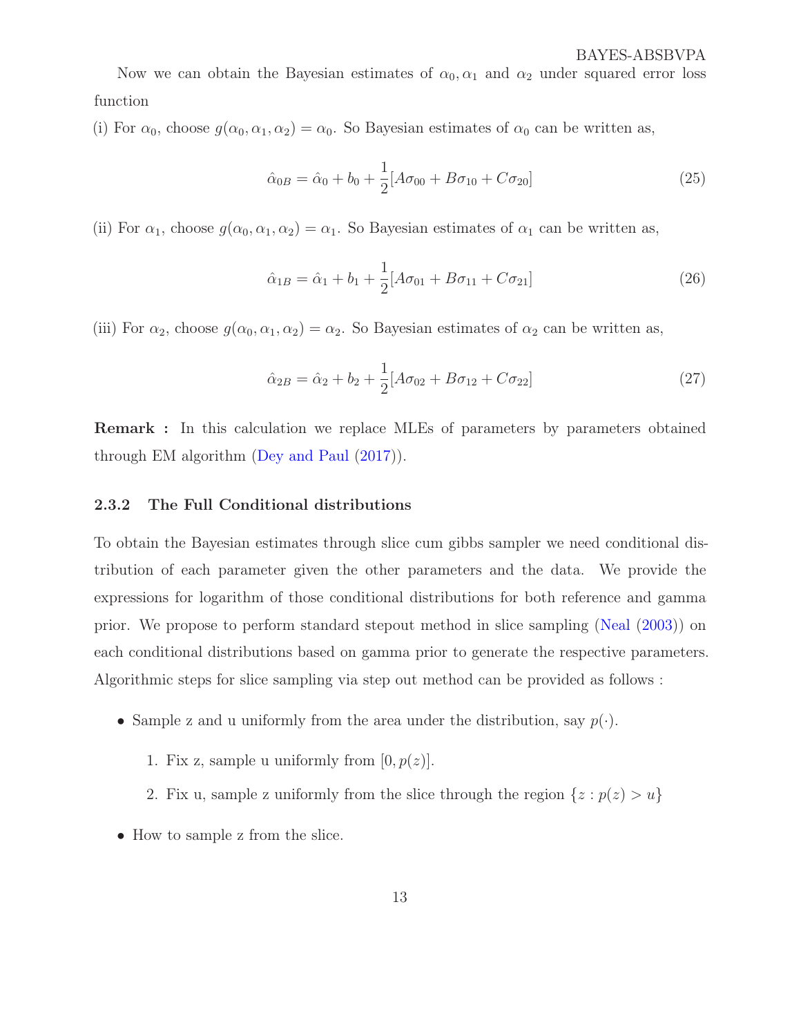Now we can obtain the Bayesian estimates of $\alpha_0, \alpha_1$ and $\alpha_2$ under squared error loss function

(i) For $\alpha_0$, choose $g(\alpha_0, \alpha_1, \alpha_2) = \alpha_0$. So Bayesian estimates of $\alpha_0$ can be written as,

$$\hat{\alpha}_{0B} = \hat{\alpha}_0 + b_0 + \frac{1}{2}[A\sigma_{00} + B\sigma_{10} + C\sigma_{20}] \tag{25}$$

(ii) For $\alpha_1$, choose $g(\alpha_0, \alpha_1, \alpha_2) = \alpha_1$. So Bayesian estimates of $\alpha_1$ can be written as,

$$\hat{\alpha}_{1B} = \hat{\alpha}_1 + b_1 + \frac{1}{2}[A\sigma_{01} + B\sigma_{11} + C\sigma_{21}] \tag{26}$$

(iii) For $\alpha_2$, choose $g(\alpha_0, \alpha_1, \alpha_2) = \alpha_2$. So Bayesian estimates of $\alpha_2$ can be written as,

$$\hat{\alpha}_{2B} = \hat{\alpha}_2 + b_2 + \frac{1}{2}[A\sigma_{02} + B\sigma_{12} + C\sigma_{22}] \tag{27}$$

**Remark :** In this calculation we replace MLEs of parameters by parameters obtained through EM algorithm (Dey and Paul (2017)).

### 2.3.2 The Full Conditional distributions

To obtain the Bayesian estimates through slice cum gibbs sampler we need conditional distribution of each parameter given the other parameters and the data. We provide the expressions for logarithm of those conditional distributions for both reference and gamma prior. We propose to perform standard stepout method in slice sampling (Neal (2003)) on each conditional distributions based on gamma prior to generate the respective parameters. Algorithmic steps for slice sampling via step out method can be provided as follows :

- Sample z and u uniformly from the area under the distribution, say $p(\cdot)$.
  1. Fix z, sample u uniformly from $[0, p(z)]$.
  2. Fix u, sample z uniformly from the slice through the region $\{z : p(z) > u\}$
- How to sample z from the slice.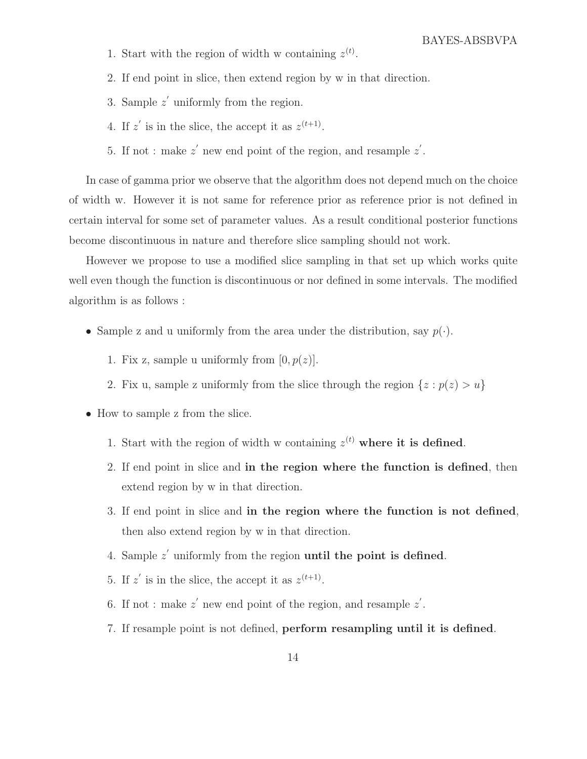1. Start with the region of width w containing $z^{(t)}$.
2. If end point in slice, then extend region by w in that direction.
3. Sample $z^{'}$ uniformly from the region.
4. If $z^{'}$ is in the slice, the accept it as $z^{(t+1)}$.
5. If not : make $z^{'}$ new end point of the region, and resample $z^{'}$.

In case of gamma prior we observe that the algorithm does not depend much on the choice of width w. However it is not same for reference prior as reference prior is not defined in certain interval for some set of parameter values. As a result conditional posterior functions become discontinuous in nature and therefore slice sampling should not work.

However we propose to use a modified slice sampling in that set up which works quite well even though the function is discontinuous or nor defined in some intervals. The modified algorithm is as follows :

- Sample z and u uniformly from the area under the distribution, say $p(\cdot)$.
  1. Fix z, sample u uniformly from $[0, p(z)]$.
  2. Fix u, sample z uniformly from the slice through the region $\{z : p(z) > u\}$
- How to sample z from the slice.
  1. Start with the region of width w containing $z^{(t)}$ **where it is defined**.
  2. If end point in slice and **in the region where the function is defined**, then extend region by w in that direction.
  3. If end point in slice and **in the region where the function is not defined**, then also extend region by w in that direction.
  4. Sample $z^{'}$ uniformly from the region **until the point is defined**.
  5. If $z^{'}$ is in the slice, the accept it as $z^{(t+1)}$.
  6. If not : make $z^{'}$ new end point of the region, and resample $z^{'}$.
  7. If resample point is not defined, **perform resampling until it is defined**.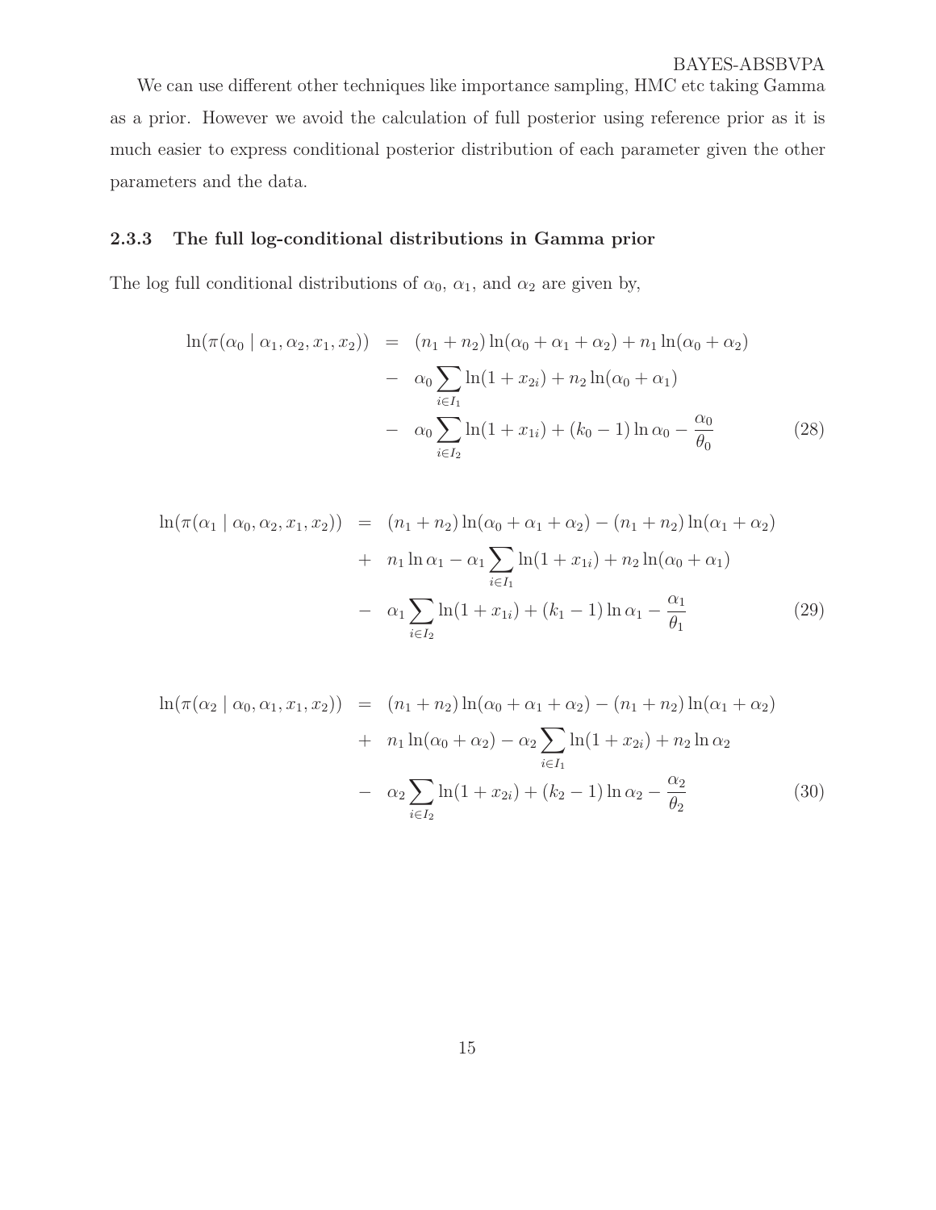We can use different other techniques like importance sampling, HMC etc taking Gamma as a prior. However we avoid the calculation of full posterior using reference prior as it is much easier to express conditional posterior distribution of each parameter given the other parameters and the data.

### 2.3.3 The full log-conditional distributions in Gamma prior

The log full conditional distributions of $\alpha_0$, $\alpha_1$, and $\alpha_2$ are given by,

$$
\begin{aligned}
\ln(\pi(\alpha_0 \mid \alpha_1, \alpha_2, x_1, x_2)) &= (n_1+n_2)\ln(\alpha_0+\alpha_1+\alpha_2) + n_1 \ln(\alpha_0+\alpha_2) \\
&- \alpha_0 \sum_{i \in I_1} \ln(1+x_{2i}) + n_2 \ln(\alpha_0+\alpha_1) \\
&- \alpha_0 \sum_{i \in I_2} \ln(1+x_{1i}) + (k_0-1)\ln\alpha_0 - \frac{\alpha_0}{\theta_0} \qquad (28)
\end{aligned}
$$

$$
\begin{aligned}
\ln(\pi(\alpha_1 \mid \alpha_0, \alpha_2, x_1, x_2)) &= (n_1+n_2)\ln(\alpha_0+\alpha_1+\alpha_2) - (n_1+n_2)\ln(\alpha_1+\alpha_2) \\
&+ n_1 \ln\alpha_1 - \alpha_1 \sum_{i \in I_1} \ln(1+x_{1i}) + n_2 \ln(\alpha_0+\alpha_1) \\
&- \alpha_1 \sum_{i \in I_2} \ln(1+x_{1i}) + (k_1-1)\ln\alpha_1 - \frac{\alpha_1}{\theta_1} \qquad (29)
\end{aligned}
$$

$$
\begin{aligned}
\ln(\pi(\alpha_2 \mid \alpha_0, \alpha_1, x_1, x_2)) &= (n_1+n_2)\ln(\alpha_0+\alpha_1+\alpha_2) - (n_1+n_2)\ln(\alpha_1+\alpha_2) \\
&+ n_1 \ln(\alpha_0+\alpha_2) - \alpha_2 \sum_{i \in I_1} \ln(1+x_{2i}) + n_2 \ln\alpha_2 \\
&- \alpha_2 \sum_{i \in I_2} \ln(1+x_{2i}) + (k_2-1)\ln\alpha_2 - \frac{\alpha_2}{\theta_2} \qquad (30)
\end{aligned}
$$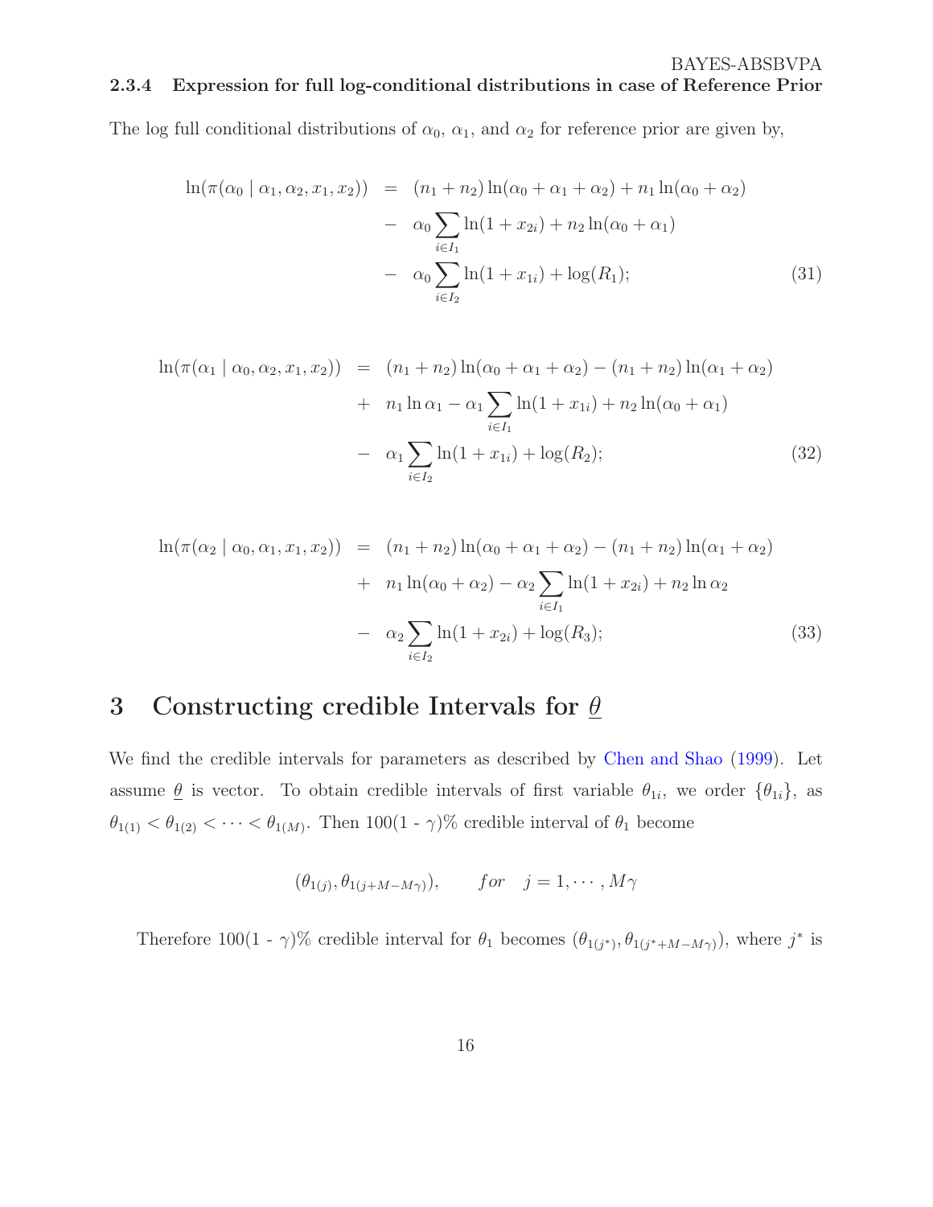#### 2.3.4 Expression for full log-conditional distributions in case of Reference Prior

The log full conditional distributions of $\alpha_0$, $\alpha_1$, and $\alpha_2$ for reference prior are given by,

$$
\begin{aligned}
\ln(\pi(\alpha_0 \mid \alpha_1, \alpha_2, x_1, x_2)) &= (n_1 + n_2)\ln(\alpha_0 + \alpha_1 + \alpha_2) + n_1 \ln(\alpha_0 + \alpha_2) \\
&- \alpha_0 \sum_{i \in I_1} \ln(1 + x_{2i}) + n_2 \ln(\alpha_0 + \alpha_1) \\
&- \alpha_0 \sum_{i \in I_2} \ln(1 + x_{1i}) + \log(R_1); \qquad (31)
\end{aligned}
$$

$$
\begin{aligned}
\ln(\pi(\alpha_1 \mid \alpha_0, \alpha_2, x_1, x_2)) &= (n_1 + n_2)\ln(\alpha_0 + \alpha_1 + \alpha_2) - (n_1 + n_2)\ln(\alpha_1 + \alpha_2) \\
&+ n_1 \ln \alpha_1 - \alpha_1 \sum_{i \in I_1} \ln(1 + x_{1i}) + n_2 \ln(\alpha_0 + \alpha_1) \\
&- \alpha_1 \sum_{i \in I_2} \ln(1 + x_{1i}) + \log(R_2); \qquad (32)
\end{aligned}
$$

$$
\begin{aligned}
\ln(\pi(\alpha_2 \mid \alpha_0, \alpha_1, x_1, x_2)) &= (n_1 + n_2)\ln(\alpha_0 + \alpha_1 + \alpha_2) - (n_1 + n_2)\ln(\alpha_1 + \alpha_2) \\
&+ n_1 \ln(\alpha_0 + \alpha_2) - \alpha_2 \sum_{i \in I_1} \ln(1 + x_{2i}) + n_2 \ln \alpha_2 \\
&- \alpha_2 \sum_{i \in I_2} \ln(1 + x_{2i}) + \log(R_3); \qquad (33)
\end{aligned}
$$

# 3 Constructing credible Intervals for $\underline{\theta}$

We find the credible intervals for parameters as described by Chen and Shao (1999). Let assume $\underline{\theta}$ is vector. To obtain credible intervals of first variable $\theta_{1i}$, we order $\{\theta_{1i}\}$, as $\theta_{1(1)} < \theta_{1(2)} < \cdots < \theta_{1(M)}$. Then 100(1 - $\gamma$)% credible interval of $\theta_1$ become

$$
(\theta_{1(j)}, \theta_{1(j+M-M\gamma)}), \qquad for \quad j = 1, \cdots, M\gamma
$$

Therefore 100(1 - $\gamma$)% credible interval for $\theta_1$ becomes $(\theta_{1(j^*)}, \theta_{1(j^*+M-M\gamma)})$, where $j^*$ is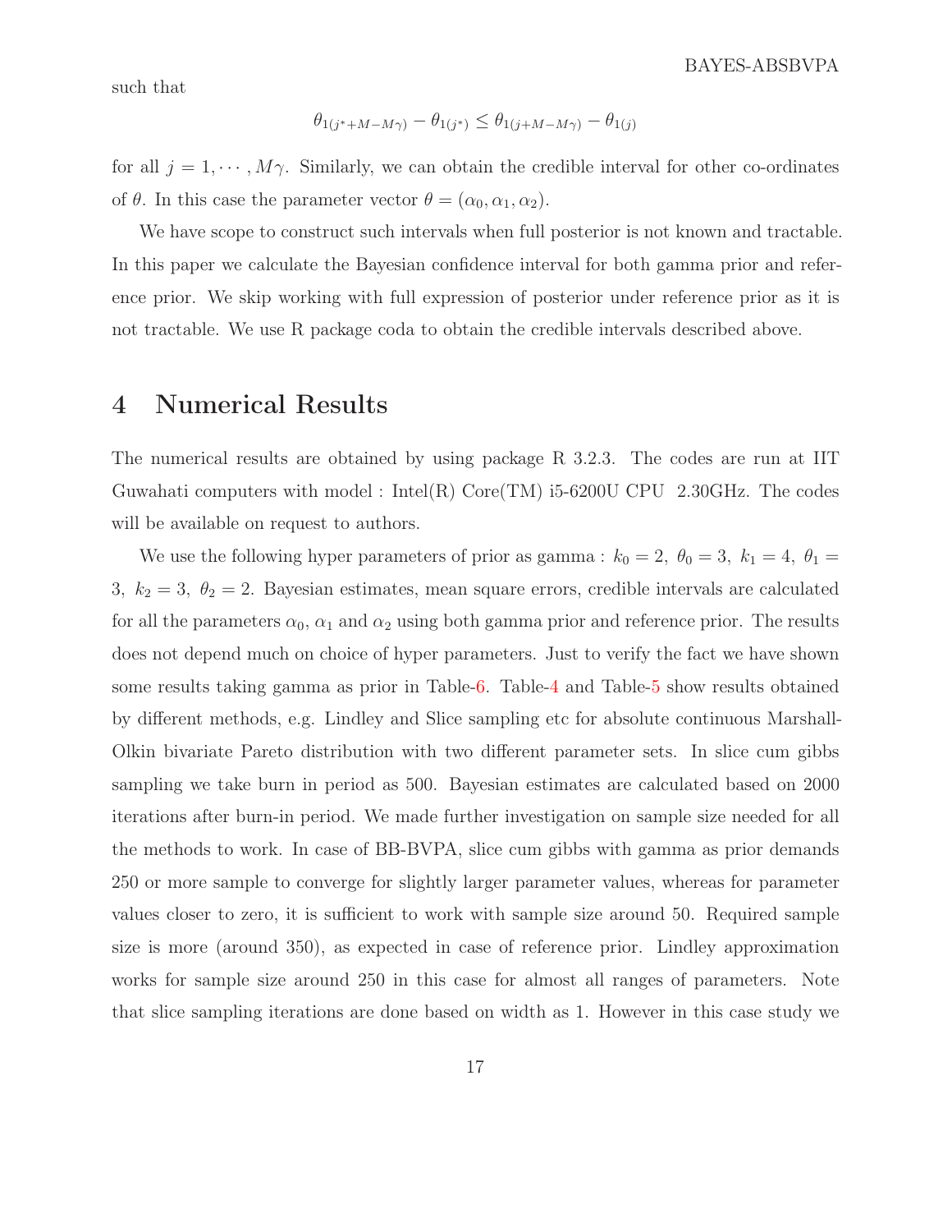such that

$$\theta_{1(j^{*}+M-M\gamma)} - \theta_{1(j^{*})} \leq \theta_{1(j+M-M\gamma)} - \theta_{1(j)}$$

for all $j = 1, \cdots, M\gamma$. Similarly, we can obtain the credible interval for other co-ordinates of $\theta$. In this case the parameter vector $\theta = (\alpha_0, \alpha_1, \alpha_2)$.

We have scope to construct such intervals when full posterior is not known and tractable. In this paper we calculate the Bayesian confidence interval for both gamma prior and reference prior. We skip working with full expression of posterior under reference prior as it is not tractable. We use R package coda to obtain the credible intervals described above.

# 4 Numerical Results

The numerical results are obtained by using package R 3.2.3. The codes are run at IIT Guwahati computers with model : Intel(R) Core(TM) i5-6200U CPU 2.30GHz. The codes will be available on request to authors.

We use the following hyper parameters of prior as gamma : $k_0 = 2,\ \theta_0 = 3,\ k_1 = 4,\ \theta_1 = 3,\ k_2 = 3,\ \theta_2 = 2$. Bayesian estimates, mean square errors, credible intervals are calculated for all the parameters $\alpha_0$, $\alpha_1$ and $\alpha_2$ using both gamma prior and reference prior. The results does not depend much on choice of hyper parameters. Just to verify the fact we have shown some results taking gamma as prior in Table-6. Table-4 and Table-5 show results obtained by different methods, e.g. Lindley and Slice sampling etc for absolute continuous Marshall-Olkin bivariate Pareto distribution with two different parameter sets. In slice cum gibbs sampling we take burn in period as 500. Bayesian estimates are calculated based on 2000 iterations after burn-in period. We made further investigation on sample size needed for all the methods to work. In case of BB-BVPA, slice cum gibbs with gamma as prior demands 250 or more sample to converge for slightly larger parameter values, whereas for parameter values closer to zero, it is sufficient to work with sample size around 50. Required sample size is more (around 350), as expected in case of reference prior. Lindley approximation works for sample size around 250 in this case for almost all ranges of parameters. Note that slice sampling iterations are done based on width as 1. However in this case study we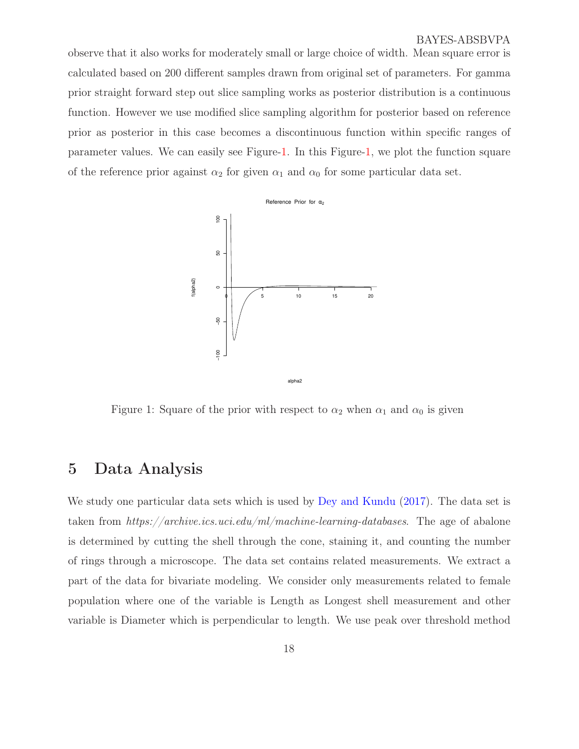observe that it also works for moderately small or large choice of width. Mean square error is calculated based on 200 different samples drawn from original set of parameters. For gamma prior straight forward step out slice sampling works as posterior distribution is a continuous function. However we use modified slice sampling algorithm for posterior based on reference prior as posterior in this case becomes a discontinuous function within specific ranges of parameter values. We can easily see Figure-1. In this Figure-1, we plot the function square of the reference prior against $\alpha_2$ for given $\alpha_1$ and $\alpha_0$ for some particular data set.

Figure 1: Square of the prior with respect to $\alpha_2$ when $\alpha_1$ and $\alpha_0$ is given

# 5 Data Analysis

We study one particular data sets which is used by Dey and Kundu (2017). The data set is taken from *https://archive.ics.uci.edu/ml/machine-learning-databases*. The age of abalone is determined by cutting the shell through the cone, staining it, and counting the number of rings through a microscope. The data set contains related measurements. We extract a part of the data for bivariate modeling. We consider only measurements related to female population where one of the variable is Length as Longest shell measurement and other variable is Diameter which is perpendicular to length. We use peak over threshold method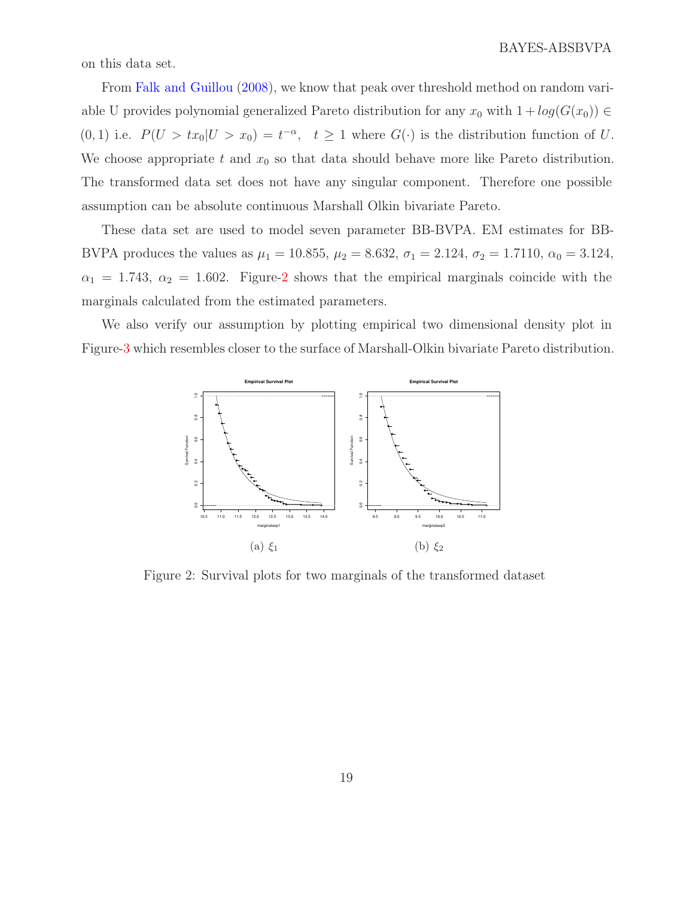on this data set.

From Falk and Guillou (2008), we know that peak over threshold method on random variable U provides polynomial generalized Pareto distribution for any $x_0$ with $1 + log(G(x_0)) \in (0, 1)$ i.e. $P(U > tx_0 | U > x_0) = t^{-\alpha}, \quad t \geq 1$ where $G(\cdot)$ is the distribution function of $U$. We choose appropriate $t$ and $x_0$ so that data should behave more like Pareto distribution. The transformed data set does not have any singular component. Therefore one possible assumption can be absolute continuous Marshall Olkin bivariate Pareto.

These data set are used to model seven parameter BB-BVPA. EM estimates for BB-BVPA produces the values as $\mu_1 = 10.855$, $\mu_2 = 8.632$, $\sigma_1 = 2.124$, $\sigma_2 = 1.7110$, $\alpha_0 = 3.124$, $\alpha_1 = 1.743$, $\alpha_2 = 1.602$. Figure-2 shows that the empirical marginals coincide with the marginals calculated from the estimated parameters.

We also verify our assumption by plotting empirical two dimensional density plot in Figure-3 which resembles closer to the surface of Marshall-Olkin bivariate Pareto distribution.

(a) $\xi_1$

(b) $\xi_2$

Figure 2: Survival plots for two marginals of the transformed dataset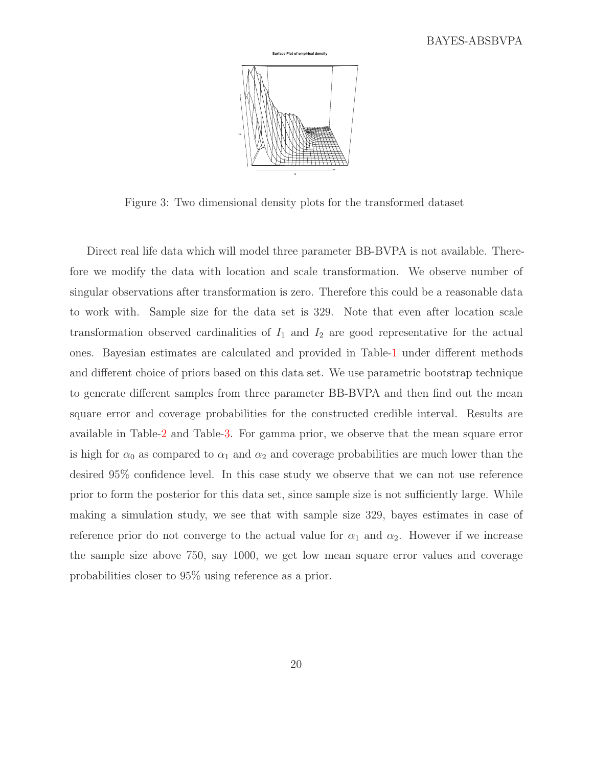Figure 3: Two dimensional density plots for the transformed dataset

Direct real life data which will model three parameter BB-BVPA is not available. Therefore we modify the data with location and scale transformation. We observe number of singular observations after transformation is zero. Therefore this could be a reasonable data to work with. Sample size for the data set is 329. Note that even after location scale transformation observed cardinalities of $I_1$ and $I_2$ are good representative for the actual ones. Bayesian estimates are calculated and provided in Table-1 under different methods and different choice of priors based on this data set. We use parametric bootstrap technique to generate different samples from three parameter BB-BVPA and then find out the mean square error and coverage probabilities for the constructed credible interval. Results are available in Table-2 and Table-3. For gamma prior, we observe that the mean square error is high for $\alpha_0$ as compared to $\alpha_1$ and $\alpha_2$ and coverage probabilities are much lower than the desired 95% confidence level. In this case study we observe that we can not use reference prior to form the posterior for this data set, since sample size is not sufficiently large. While making a simulation study, we see that with sample size 329, bayes estimates in case of reference prior do not converge to the actual value for $\alpha_1$ and $\alpha_2$. However if we increase the sample size above 750, say 1000, we get low mean square error values and coverage probabilities closer to 95% using reference as a prior.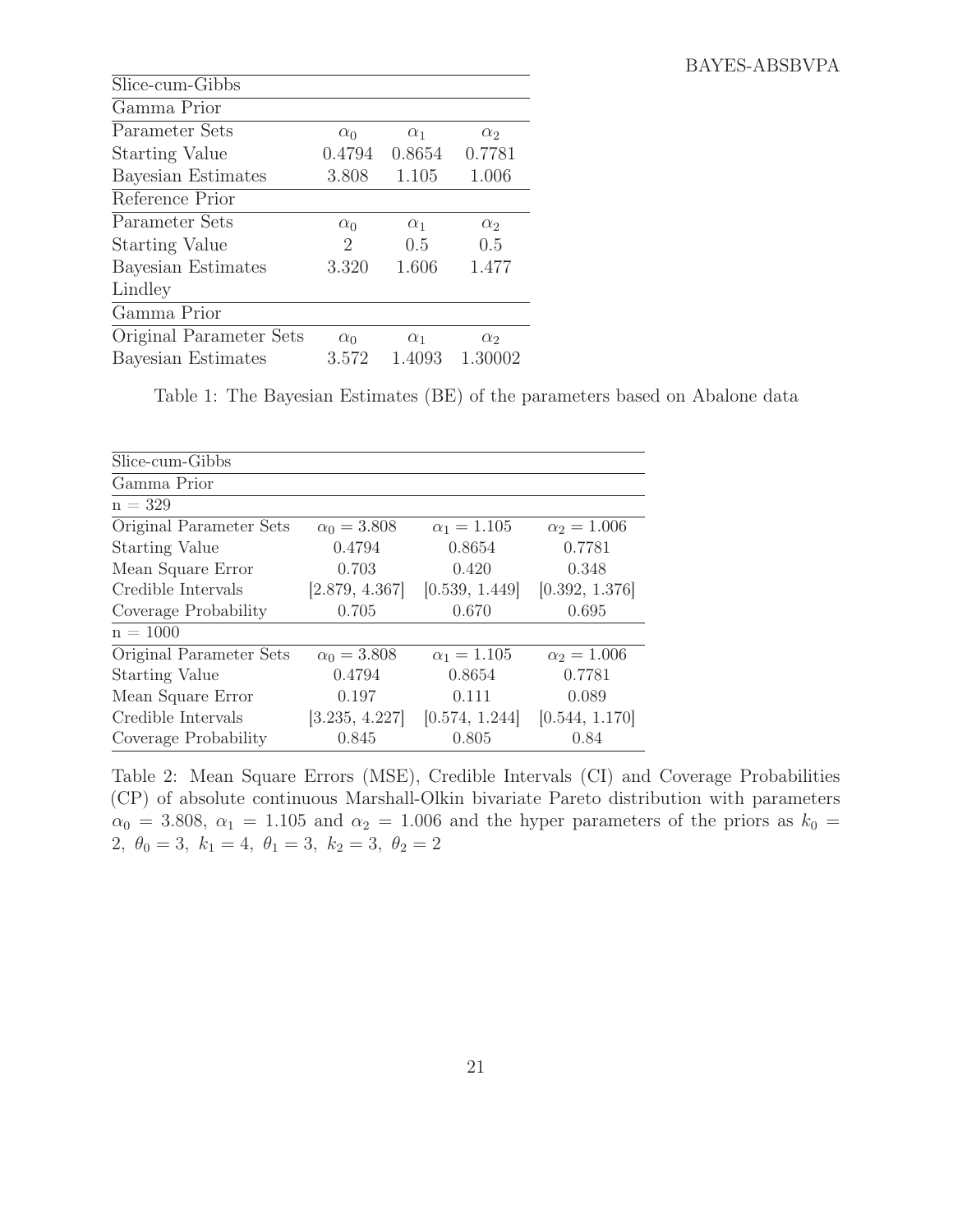| Slice-cum-Gibbs | | | |
|---|---|---|---|
| Gamma Prior | | | |
| Parameter Sets | $\alpha_0$ | $\alpha_1$ | $\alpha_2$ |
| Starting Value | 0.4794 | 0.8654 | 0.7781 |
| Bayesian Estimates | 3.808 | 1.105 | 1.006 |
| Reference Prior | | | |
| Parameter Sets | $\alpha_0$ | $\alpha_1$ | $\alpha_2$ |
| Starting Value | 2 | 0.5 | 0.5 |
| Bayesian Estimates | 3.320 | 1.606 | 1.477 |
| Lindley | | | |
| Gamma Prior | | | |
| Original Parameter Sets | $\alpha_0$ | $\alpha_1$ | $\alpha_2$ |
| Bayesian Estimates | 3.572 | 1.4093 | 1.30002 |

Table 1: The Bayesian Estimates (BE) of the parameters based on Abalone data

| Slice-cum-Gibbs | | | |
|---|---|---|---|
| Gamma Prior | | | |
| n = 329 | | | |
| Original Parameter Sets | $\alpha_0 = 3.808$ | $\alpha_1 = 1.105$ | $\alpha_2 = 1.006$ |
| Starting Value | 0.4794 | 0.8654 | 0.7781 |
| Mean Square Error | 0.703 | 0.420 | 0.348 |
| Credible Intervals | [2.879, 4.367] | [0.539, 1.449] | [0.392, 1.376] |
| Coverage Probability | 0.705 | 0.670 | 0.695 |
| n = 1000 | | | |
| Original Parameter Sets | $\alpha_0 = 3.808$ | $\alpha_1 = 1.105$ | $\alpha_2 = 1.006$ |
| Starting Value | 0.4794 | 0.8654 | 0.7781 |
| Mean Square Error | 0.197 | 0.111 | 0.089 |
| Credible Intervals | [3.235, 4.227] | [0.574, 1.244] | [0.544, 1.170] |
| Coverage Probability | 0.845 | 0.805 | 0.84 |

Table 2: Mean Square Errors (MSE), Credible Intervals (CI) and Coverage Probabilities (CP) of absolute continuous Marshall-Olkin bivariate Pareto distribution with parameters $\alpha_0 = 3.808$, $\alpha_1 = 1.105$ and $\alpha_2 = 1.006$ and the hyper parameters of the priors as $k_0 = 2,\ \theta_0 = 3,\ k_1 = 4,\ \theta_1 = 3,\ k_2 = 3,\ \theta_2 = 2$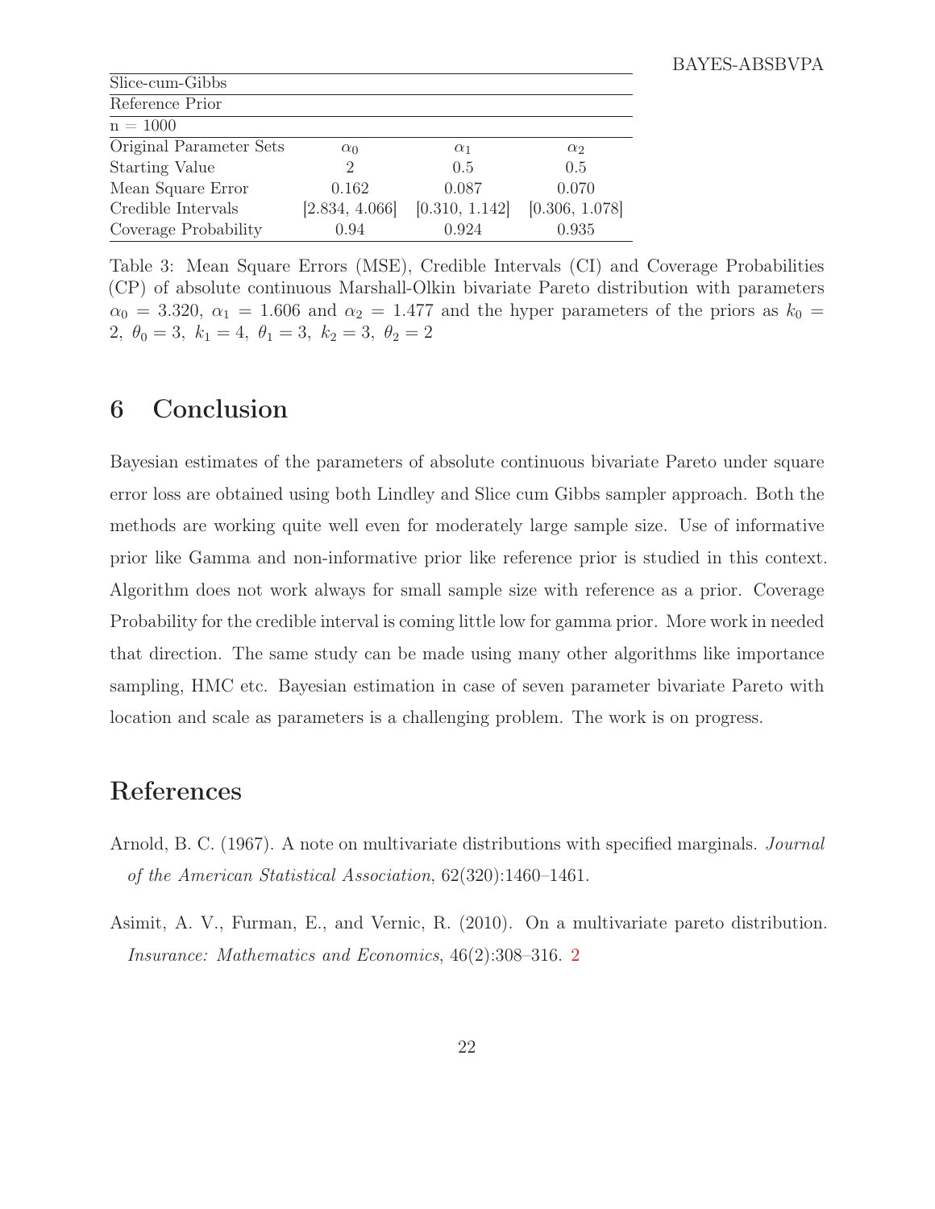| Slice-cum-Gibbs | | | |
|---|---|---|---|
| Reference Prior | | | |
| n = 1000 | | | |
| Original Parameter Sets | $\alpha_0$ | $\alpha_1$ | $\alpha_2$ |
| Starting Value | 2 | 0.5 | 0.5 |
| Mean Square Error | 0.162 | 0.087 | 0.070 |
| Credible Intervals | [2.834, 4.066] | [0.310, 1.142] | [0.306, 1.078] |
| Coverage Probability | 0.94 | 0.924 | 0.935 |

Table 3: Mean Square Errors (MSE), Credible Intervals (CI) and Coverage Probabilities (CP) of absolute continuous Marshall-Olkin bivariate Pareto distribution with parameters $\alpha_0 = 3.320$, $\alpha_1 = 1.606$ and $\alpha_2 = 1.477$ and the hyper parameters of the priors as $k_0 = 2,\ \theta_0 = 3,\ k_1 = 4,\ \theta_1 = 3,\ k_2 = 3,\ \theta_2 = 2$

# 6 Conclusion

Bayesian estimates of the parameters of absolute continuous bivariate Pareto under square error loss are obtained using both Lindley and Slice cum Gibbs sampler approach. Both the methods are working quite well even for moderately large sample size. Use of informative prior like Gamma and non-informative prior like reference prior is studied in this context. Algorithm does not work always for small sample size with reference as a prior. Coverage Probability for the credible interval is coming little low for gamma prior. More work in needed that direction. The same study can be made using many other algorithms like importance sampling, HMC etc. Bayesian estimation in case of seven parameter bivariate Pareto with location and scale as parameters is a challenging problem. The work is on progress.

# References

Arnold, B. C. (1967). A note on multivariate distributions with specified marginals. *Journal of the American Statistical Association*, 62(320):1460–1461.

Asimit, A. V., Furman, E., and Vernic, R. (2010). On a multivariate pareto distribution. *Insurance: Mathematics and Economics*, 46(2):308–316. 2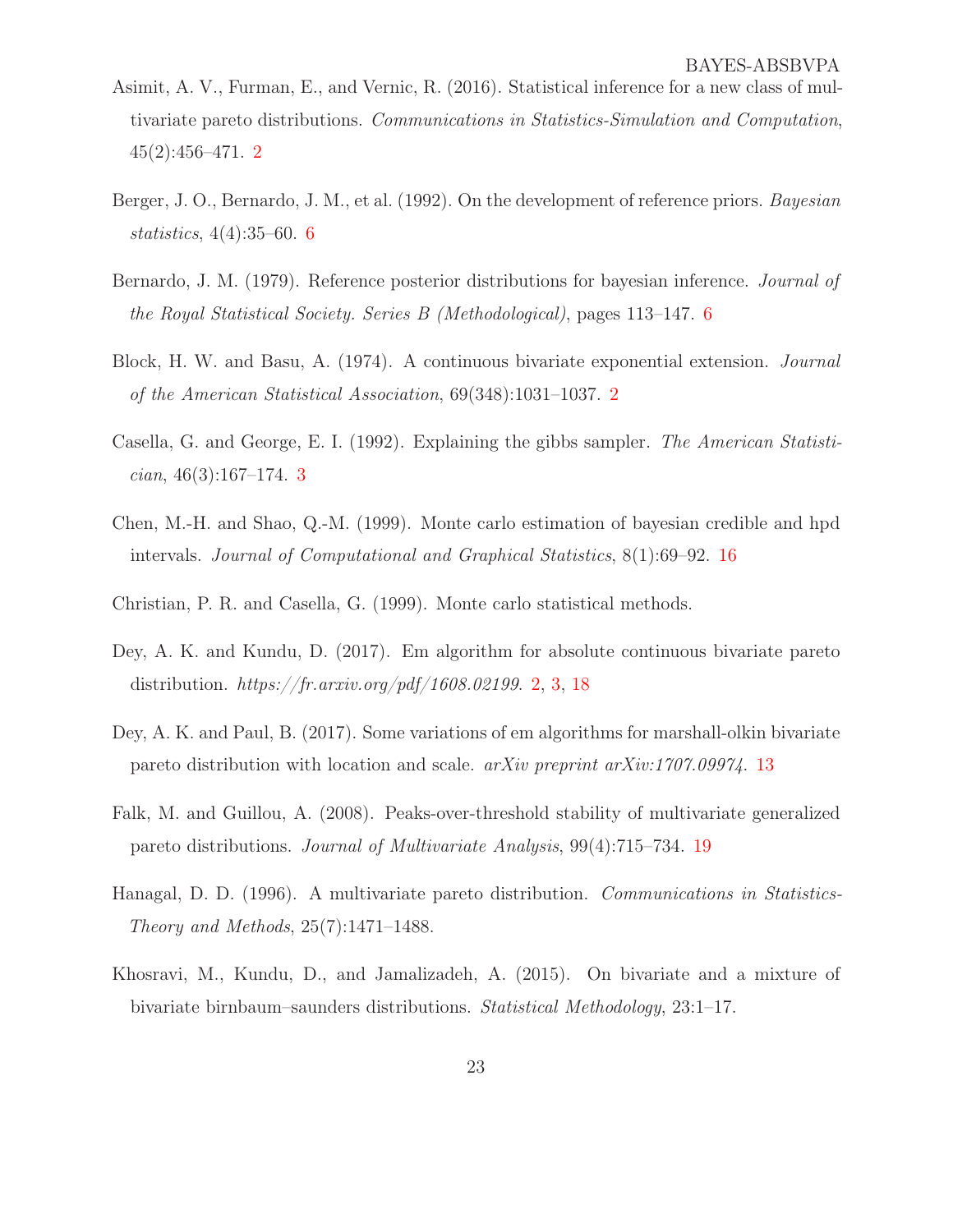Asimit, A. V., Furman, E., and Vernic, R. (2016). Statistical inference for a new class of multivariate pareto distributions. *Communications in Statistics-Simulation and Computation*, 45(2):456–471. 2

Berger, J. O., Bernardo, J. M., et al. (1992). On the development of reference priors. *Bayesian statistics*, 4(4):35–60. 6

Bernardo, J. M. (1979). Reference posterior distributions for bayesian inference. *Journal of the Royal Statistical Society. Series B (Methodological)*, pages 113–147. 6

Block, H. W. and Basu, A. (1974). A continuous bivariate exponential extension. *Journal of the American Statistical Association*, 69(348):1031–1037. 2

Casella, G. and George, E. I. (1992). Explaining the gibbs sampler. *The American Statistician*, 46(3):167–174. 3

Chen, M.-H. and Shao, Q.-M. (1999). Monte carlo estimation of bayesian credible and hpd intervals. *Journal of Computational and Graphical Statistics*, 8(1):69–92. 16

Christian, P. R. and Casella, G. (1999). Monte carlo statistical methods.

Dey, A. K. and Kundu, D. (2017). Em algorithm for absolute continuous bivariate pareto distribution. *https://fr.arxiv.org/pdf/1608.02199*. 2, 3, 18

Dey, A. K. and Paul, B. (2017). Some variations of em algorithms for marshall-olkin bivariate pareto distribution with location and scale. *arXiv preprint arXiv:1707.09974*. 13

Falk, M. and Guillou, A. (2008). Peaks-over-threshold stability of multivariate generalized pareto distributions. *Journal of Multivariate Analysis*, 99(4):715–734. 19

Hanagal, D. D. (1996). A multivariate pareto distribution. *Communications in Statistics-Theory and Methods*, 25(7):1471–1488.

Khosravi, M., Kundu, D., and Jamalizadeh, A. (2015). On bivariate and a mixture of bivariate birnbaum–saunders distributions. *Statistical Methodology*, 23:1–17.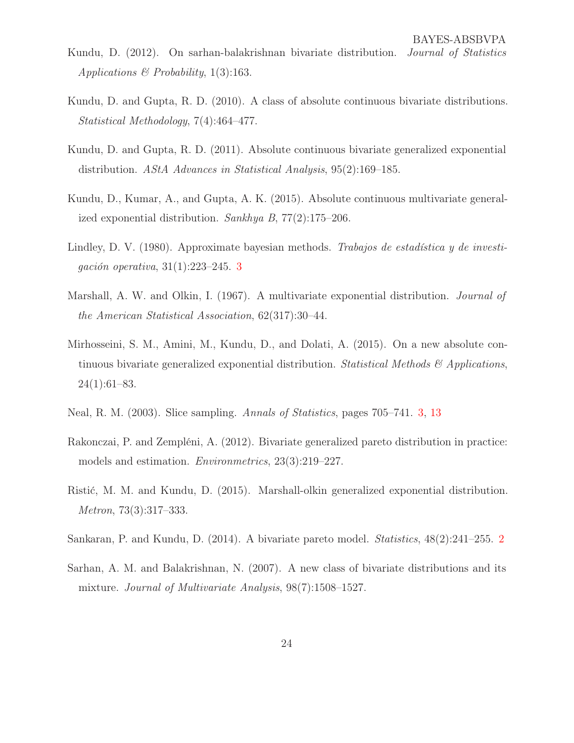Kundu, D. (2012). On sarhan-balakrishnan bivariate distribution. *Journal of Statistics Applications & Probability*, 1(3):163.

Kundu, D. and Gupta, R. D. (2010). A class of absolute continuous bivariate distributions. *Statistical Methodology*, 7(4):464–477.

Kundu, D. and Gupta, R. D. (2011). Absolute continuous bivariate generalized exponential distribution. *AStA Advances in Statistical Analysis*, 95(2):169–185.

Kundu, D., Kumar, A., and Gupta, A. K. (2015). Absolute continuous multivariate generalized exponential distribution. *Sankhya B*, 77(2):175–206.

Lindley, D. V. (1980). Approximate bayesian methods. *Trabajos de estadística y de investigación operativa*, 31(1):223–245. 3

Marshall, A. W. and Olkin, I. (1967). A multivariate exponential distribution. *Journal of the American Statistical Association*, 62(317):30–44.

Mirhosseini, S. M., Amini, M., Kundu, D., and Dolati, A. (2015). On a new absolute continuous bivariate generalized exponential distribution. *Statistical Methods & Applications*, 24(1):61–83.

Neal, R. M. (2003). Slice sampling. *Annals of Statistics*, pages 705–741. 3, 13

Rakonczai, P. and Zempléni, A. (2012). Bivariate generalized pareto distribution in practice: models and estimation. *Environmetrics*, 23(3):219–227.

Ristić, M. M. and Kundu, D. (2015). Marshall-olkin generalized exponential distribution. *Metron*, 73(3):317–333.

Sankaran, P. and Kundu, D. (2014). A bivariate pareto model. *Statistics*, 48(2):241–255. 2

Sarhan, A. M. and Balakrishnan, N. (2007). A new class of bivariate distributions and its mixture. *Journal of Multivariate Analysis*, 98(7):1508–1527.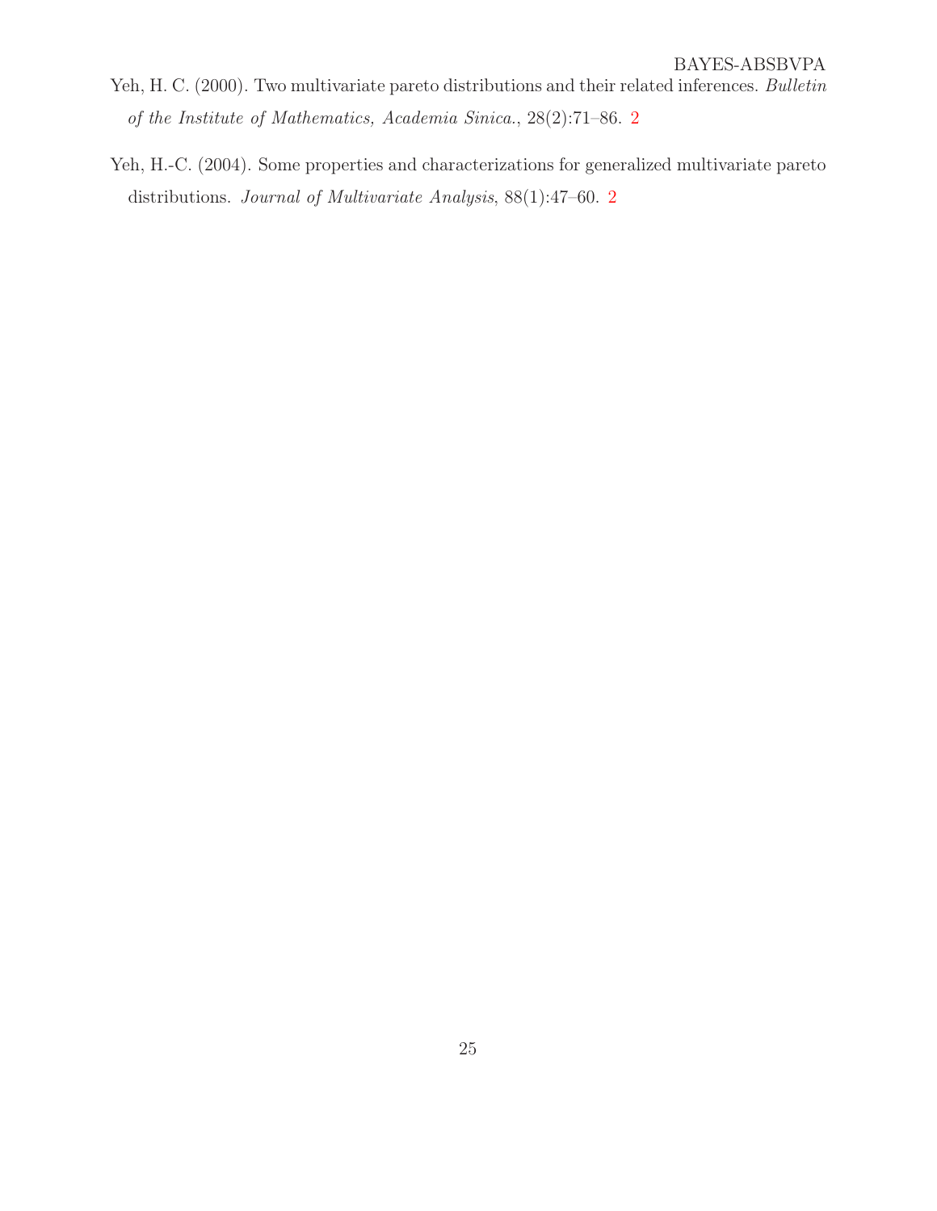Yeh, H. C. (2000). Two multivariate pareto distributions and their related inferences. *Bulletin of the Institute of Mathematics, Academia Sinica.*, 28(2):71–86. 2

Yeh, H.-C. (2004). Some properties and characterizations for generalized multivariate pareto distributions. *Journal of Multivariate Analysis*, 88(1):47–60. 2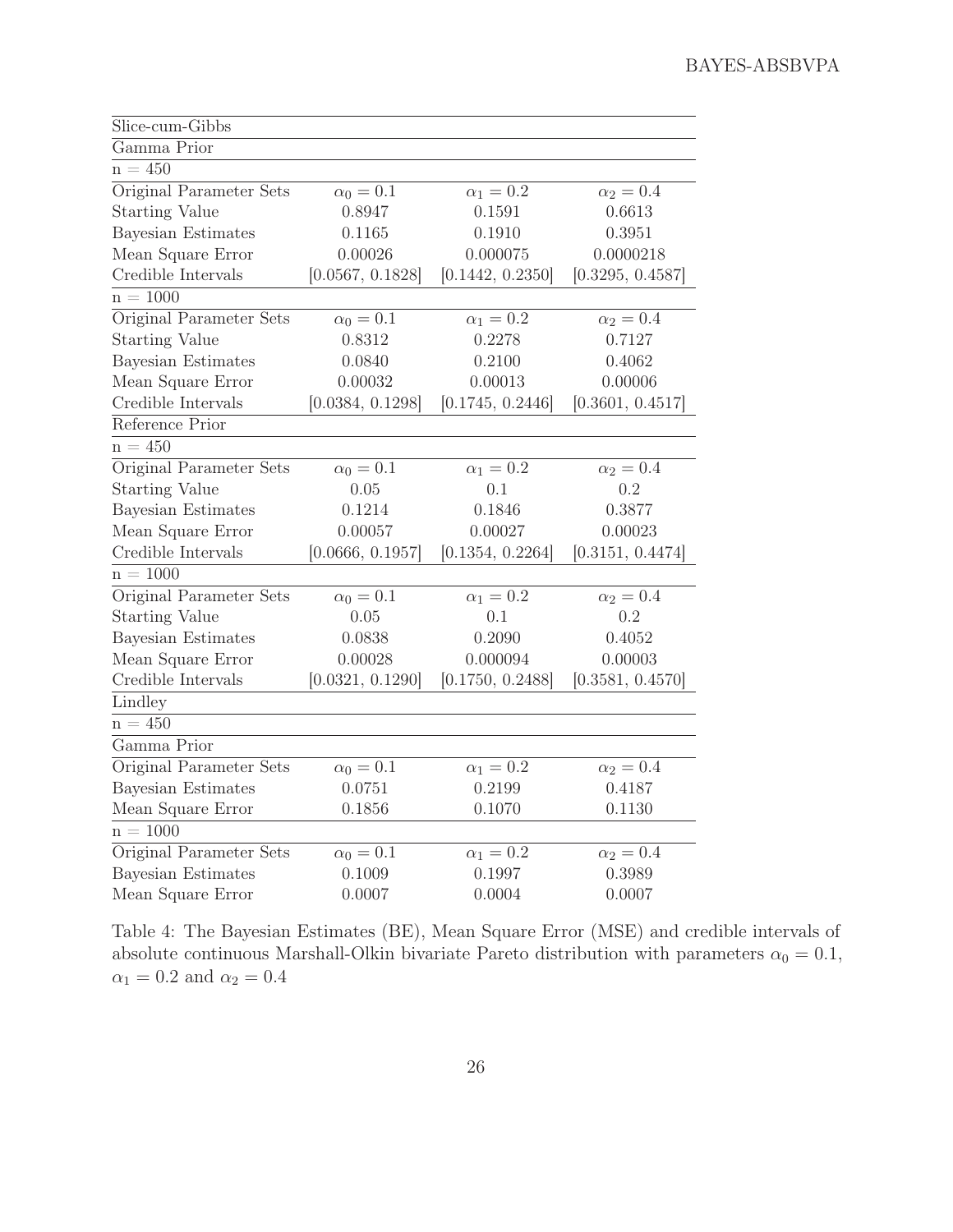| Slice-cum-Gibbs | | | |
|---|---|---|---|
| Gamma Prior | | | |
| n = 450 | | | |
| Original Parameter Sets | $\alpha_0 = 0.1$ | $\alpha_1 = 0.2$ | $\alpha_2 = 0.4$ |
| Starting Value | 0.8947 | 0.1591 | 0.6613 |
| Bayesian Estimates | 0.1165 | 0.1910 | 0.3951 |
| Mean Square Error | 0.00026 | 0.000075 | 0.0000218 |
| Credible Intervals | [0.0567, 0.1828] | [0.1442, 0.2350] | [0.3295, 0.4587] |
| n = 1000 | | | |
| Original Parameter Sets | $\alpha_0 = 0.1$ | $\alpha_1 = 0.2$ | $\alpha_2 = 0.4$ |
| Starting Value | 0.8312 | 0.2278 | 0.7127 |
| Bayesian Estimates | 0.0840 | 0.2100 | 0.4062 |
| Mean Square Error | 0.00032 | 0.00013 | 0.00006 |
| Credible Intervals | [0.0384, 0.1298] | [0.1745, 0.2446] | [0.3601, 0.4517] |
| Reference Prior | | | |
| n = 450 | | | |
| Original Parameter Sets | $\alpha_0 = 0.1$ | $\alpha_1 = 0.2$ | $\alpha_2 = 0.4$ |
| Starting Value | 0.05 | 0.1 | 0.2 |
| Bayesian Estimates | 0.1214 | 0.1846 | 0.3877 |
| Mean Square Error | 0.00057 | 0.00027 | 0.00023 |
| Credible Intervals | [0.0666, 0.1957] | [0.1354, 0.2264] | [0.3151, 0.4474] |
| n = 1000 | | | |
| Original Parameter Sets | $\alpha_0 = 0.1$ | $\alpha_1 = 0.2$ | $\alpha_2 = 0.4$ |
| Starting Value | 0.05 | 0.1 | 0.2 |
| Bayesian Estimates | 0.0838 | 0.2090 | 0.4052 |
| Mean Square Error | 0.00028 | 0.000094 | 0.00003 |
| Credible Intervals | [0.0321, 0.1290] | [0.1750, 0.2488] | [0.3581, 0.4570] |
| Lindley | | | |
| n = 450 | | | |
| Gamma Prior | | | |
| Original Parameter Sets | $\alpha_0 = 0.1$ | $\alpha_1 = 0.2$ | $\alpha_2 = 0.4$ |
| Bayesian Estimates | 0.0751 | 0.2199 | 0.4187 |
| Mean Square Error | 0.1856 | 0.1070 | 0.1130 |
| n = 1000 | | | |
| Original Parameter Sets | $\alpha_0 = 0.1$ | $\alpha_1 = 0.2$ | $\alpha_2 = 0.4$ |
| Bayesian Estimates | 0.1009 | 0.1997 | 0.3989 |
| Mean Square Error | 0.0007 | 0.0004 | 0.0007 |

Table 4: The Bayesian Estimates (BE), Mean Square Error (MSE) and credible intervals of absolute continuous Marshall-Olkin bivariate Pareto distribution with parameters $\alpha_0 = 0.1$, $\alpha_1 = 0.2$ and $\alpha_2 = 0.4$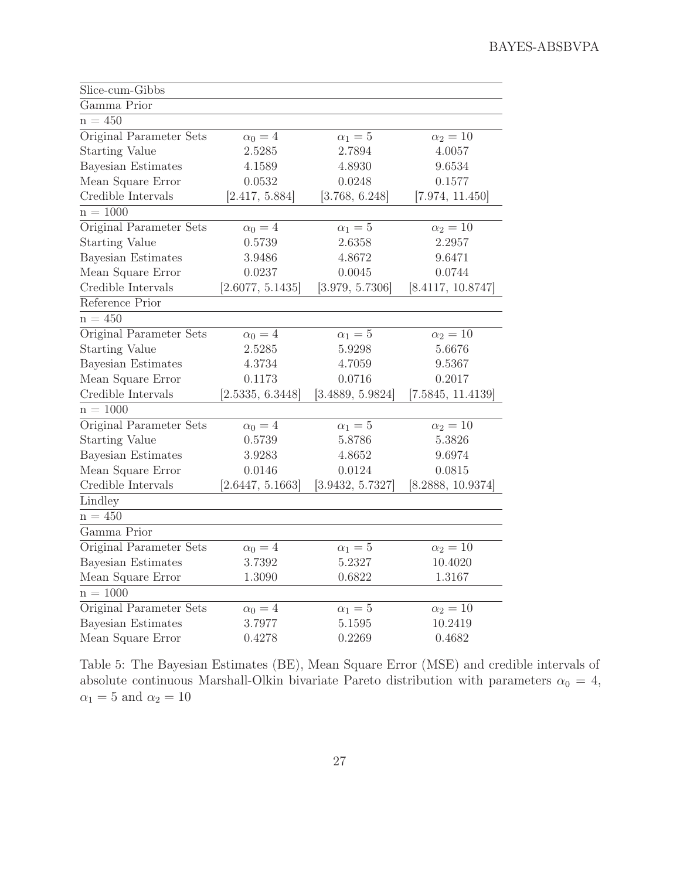| Slice-cum-Gibbs | | | |
|---|---|---|---|
| Gamma Prior | | | |
| n = 450 | | | |
| Original Parameter Sets | $\alpha_0 = 4$ | $\alpha_1 = 5$ | $\alpha_2 = 10$ |
| Starting Value | 2.5285 | 2.7894 | 4.0057 |
| Bayesian Estimates | 4.1589 | 4.8930 | 9.6534 |
| Mean Square Error | 0.0532 | 0.0248 | 0.1577 |
| Credible Intervals | [2.417, 5.884] | [3.768, 6.248] | [7.974, 11.450] |
| n = 1000 | | | |
| Original Parameter Sets | $\alpha_0 = 4$ | $\alpha_1 = 5$ | $\alpha_2 = 10$ |
| Starting Value | 0.5739 | 2.6358 | 2.2957 |
| Bayesian Estimates | 3.9486 | 4.8672 | 9.6471 |
| Mean Square Error | 0.0237 | 0.0045 | 0.0744 |
| Credible Intervals | [2.6077, 5.1435] | [3.979, 5.7306] | [8.4117, 10.8747] |
| Reference Prior | | | |
| n = 450 | | | |
| Original Parameter Sets | $\alpha_0 = 4$ | $\alpha_1 = 5$ | $\alpha_2 = 10$ |
| Starting Value | 2.5285 | 5.9298 | 5.6676 |
| Bayesian Estimates | 4.3734 | 4.7059 | 9.5367 |
| Mean Square Error | 0.1173 | 0.0716 | 0.2017 |
| Credible Intervals | [2.5335, 6.3448] | [3.4889, 5.9824] | [7.5845, 11.4139] |
| n = 1000 | | | |
| Original Parameter Sets | $\alpha_0 = 4$ | $\alpha_1 = 5$ | $\alpha_2 = 10$ |
| Starting Value | 0.5739 | 5.8786 | 5.3826 |
| Bayesian Estimates | 3.9283 | 4.8652 | 9.6974 |
| Mean Square Error | 0.0146 | 0.0124 | 0.0815 |
| Credible Intervals | [2.6447, 5.1663] | [3.9432, 5.7327] | [8.2888, 10.9374] |
| Lindley | | | |
| n = 450 | | | |
| Gamma Prior | | | |
| Original Parameter Sets | $\alpha_0 = 4$ | $\alpha_1 = 5$ | $\alpha_2 = 10$ |
| Bayesian Estimates | 3.7392 | 5.2327 | 10.4020 |
| Mean Square Error | 1.3090 | 0.6822 | 1.3167 |
| n = 1000 | | | |
| Original Parameter Sets | $\alpha_0 = 4$ | $\alpha_1 = 5$ | $\alpha_2 = 10$ |
| Bayesian Estimates | 3.7977 | 5.1595 | 10.2419 |
| Mean Square Error | 0.4278 | 0.2269 | 0.4682 |

Table 5: The Bayesian Estimates (BE), Mean Square Error (MSE) and credible intervals of absolute continuous Marshall-Olkin bivariate Pareto distribution with parameters $\alpha_0 = 4$, $\alpha_1 = 5$ and $\alpha_2 = 10$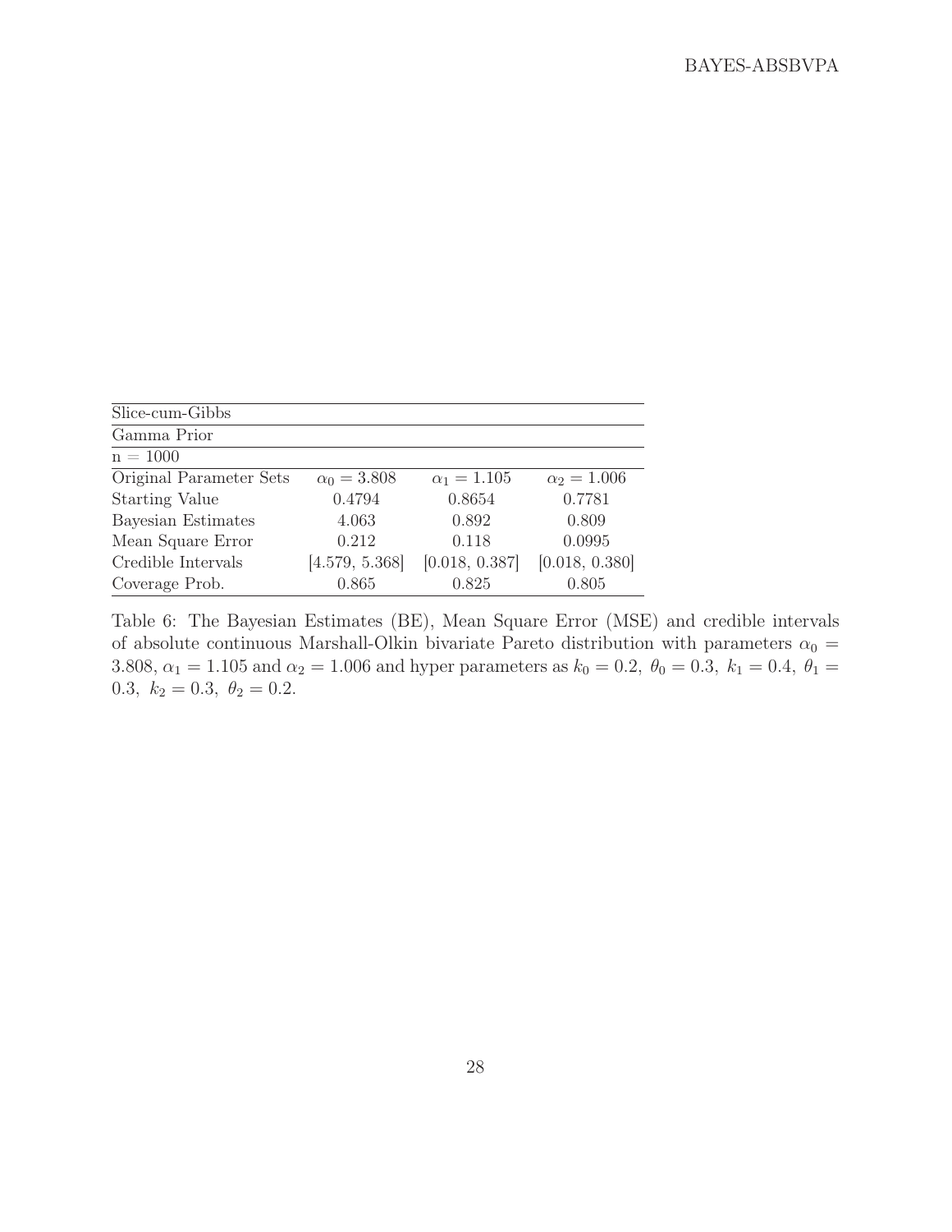| Slice-cum-Gibbs | | | |
|---|---|---|---|
| Gamma Prior | | | |
| n = 1000 | | | |
| Original Parameter Sets | $\alpha_0 = 3.808$ | $\alpha_1 = 1.105$ | $\alpha_2 = 1.006$ |
| Starting Value | 0.4794 | 0.8654 | 0.7781 |
| Bayesian Estimates | 4.063 | 0.892 | 0.809 |
| Mean Square Error | 0.212 | 0.118 | 0.0995 |
| Credible Intervals | [4.579, 5.368] | [0.018, 0.387] | [0.018, 0.380] |
| Coverage Prob. | 0.865 | 0.825 | 0.805 |

Table 6: The Bayesian Estimates (BE), Mean Square Error (MSE) and credible intervals of absolute continuous Marshall-Olkin bivariate Pareto distribution with parameters $\alpha_0 = 3.808$, $\alpha_1 = 1.105$ and $\alpha_2 = 1.006$ and hyper parameters as $k_0 = 0.2,\ \theta_0 = 0.3,\ k_1 = 0.4,\ \theta_1 = 0.3,\ k_2 = 0.3,\ \theta_2 = 0.2$.